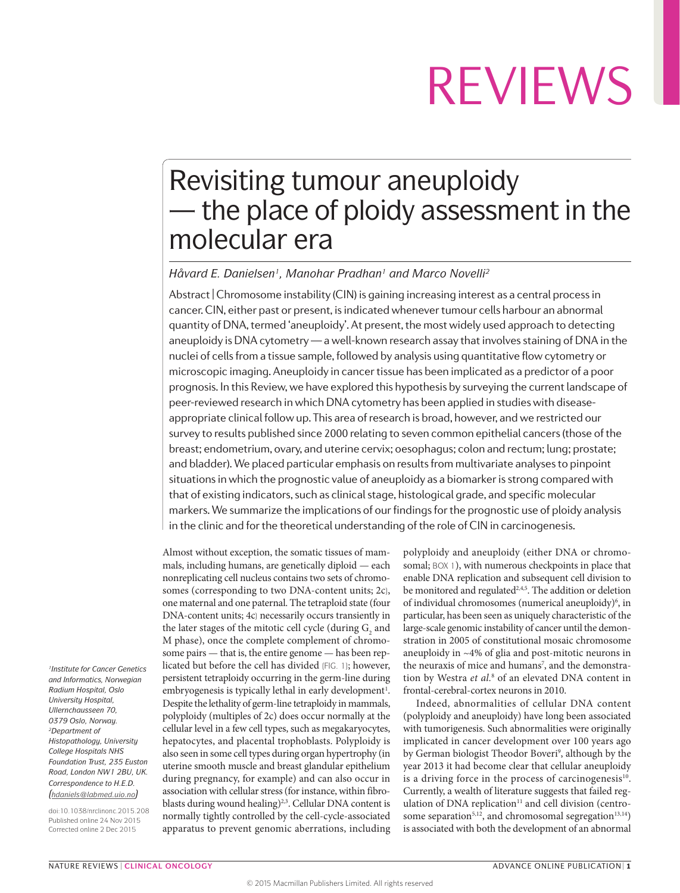REVIEWS

# Revisiting tumour aneuploidy — the place of ploidy assessment in the molecular era

*Håvard E. Danielsen[1], Manohar Pradhan[1] and Marco Novelli[2]*

Abstract | Chromosome instability (CIN) is gaining increasing interest as a central process in cancer. CIN, either past or present, is indicated whenever tumour cells harbour an abnormal quantity of DNA, termed 'aneuploidy'. At present, the most widely used approach to detecting aneuploidy is DNA cytometry — a well-known research assay that involves staining of DNA in the nuclei of cells from a tissue sample, followed by analysis using quantitative flow cytometry or microscopic imaging. Aneuploidy in cancer tissue has been implicated as a predictor of a poor prognosis. In this Review, we have explored this hypothesis by surveying the current landscape of peer-reviewed research in which DNA cytometry has been applied in studies with disease-appropriate clinical follow up. This area of research is broad, however, and we restricted our survey to results published since 2000 relating to seven common epithelial cancers (those of the breast; endometrium, ovary, and uterine cervix; oesophagus; colon and rectum; lung; prostate; and bladder). We placed particular emphasis on results from multivariate analyses to pinpoint situations in which the prognostic value of aneuploidy as a biomarker is strong compared with that of existing indicators, such as clinical stage, histological grade, and specific molecular markers. We summarize the implications of our findings for the prognostic use of ploidy analysis in the clinic and for the theoretical understanding of the role of CIN in carcinogenesis.

Almost without exception, the somatic tissues of mammals, including humans, are genetically diploid — each nonreplicating cell nucleus contains two sets of chromosomes (corresponding to two DNA-content units; 2c), one maternal and one paternal. The tetraploid state (four DNA-content units; 4c) necessarily occurs transiently in the later stages of the mitotic cell cycle (during $G_2$ and M phase), once the complete complement of chromosome pairs — that is, the entire genome — has been replicated but before the cell has divided (FIG. 1); however, persistent tetraploidy occurring in the germ-line during embryogenesis is typically lethal in early development[1]. Despite the lethality of germ-line tetraploidy in mammals, polyploidy (multiples of 2c) does occur normally at the cellular level in a few cell types, such as megakaryocytes, hepatocytes, and placental trophoblasts. Polyploidy is also seen in some cell types during organ hypertrophy (in uterine smooth muscle and breast glandular epithelium during pregnancy, for example) and can also occur in association with cellular stress (for instance, within fibroblasts during wound healing)[2,3]. Cellular DNA content is normally tightly controlled by the cell-cycle-associated apparatus to prevent genomic aberrations, including polyploidy and aneuploidy (either DNA or chromosomal; BOX 1), with numerous checkpoints in place that enable DNA replication and subsequent cell division to be monitored and regulated[2,4,5]. The addition or deletion of individual chromosomes (numerical aneuploidy)[6], in particular, has been seen as uniquely characteristic of the large-scale genomic instability of cancer until the demonstration in 2005 of constitutional mosaic chromosome aneuploidy in ~4% of glia and post-mitotic neurons in the neuraxis of mice and humans[7], and the demonstration by Westra *et al.*[8] of an elevated DNA content in frontal-cerebral-cortex neurons in 2010.

Indeed, abnormalities of cellular DNA content (polyploidy and aneuploidy) have long been associated with tumorigenesis. Such abnormalities were originally implicated in cancer development over 100 years ago by German biologist Theodor Boveri[9], although by the year 2013 it had become clear that cellular aneuploidy is a driving force in the process of carcinogenesis[10]. Currently, a wealth of literature suggests that failed regulation of DNA replication[11] and cell division (centrosome separation[5,12], and chromosomal segregation[13,14]) is associated with both the development of an abnormal

[1]Institute for Cancer Genetics and Informatics, Norwegian Radium Hospital, Oslo University Hospital, Ullernchausseen 70, 0379 Oslo, Norway.
[2]Department of Histopathology, University College Hospitals NHS Foundation Trust, 235 Euston Road, London NW1 2BU, UK.
Correspondence to H.E.D. (hdaniels@labmed.uio.no)

doi:10.1038/nrclinonc.2015.208
Published online 24 Nov 2015
Corrected online 2 Dec 2015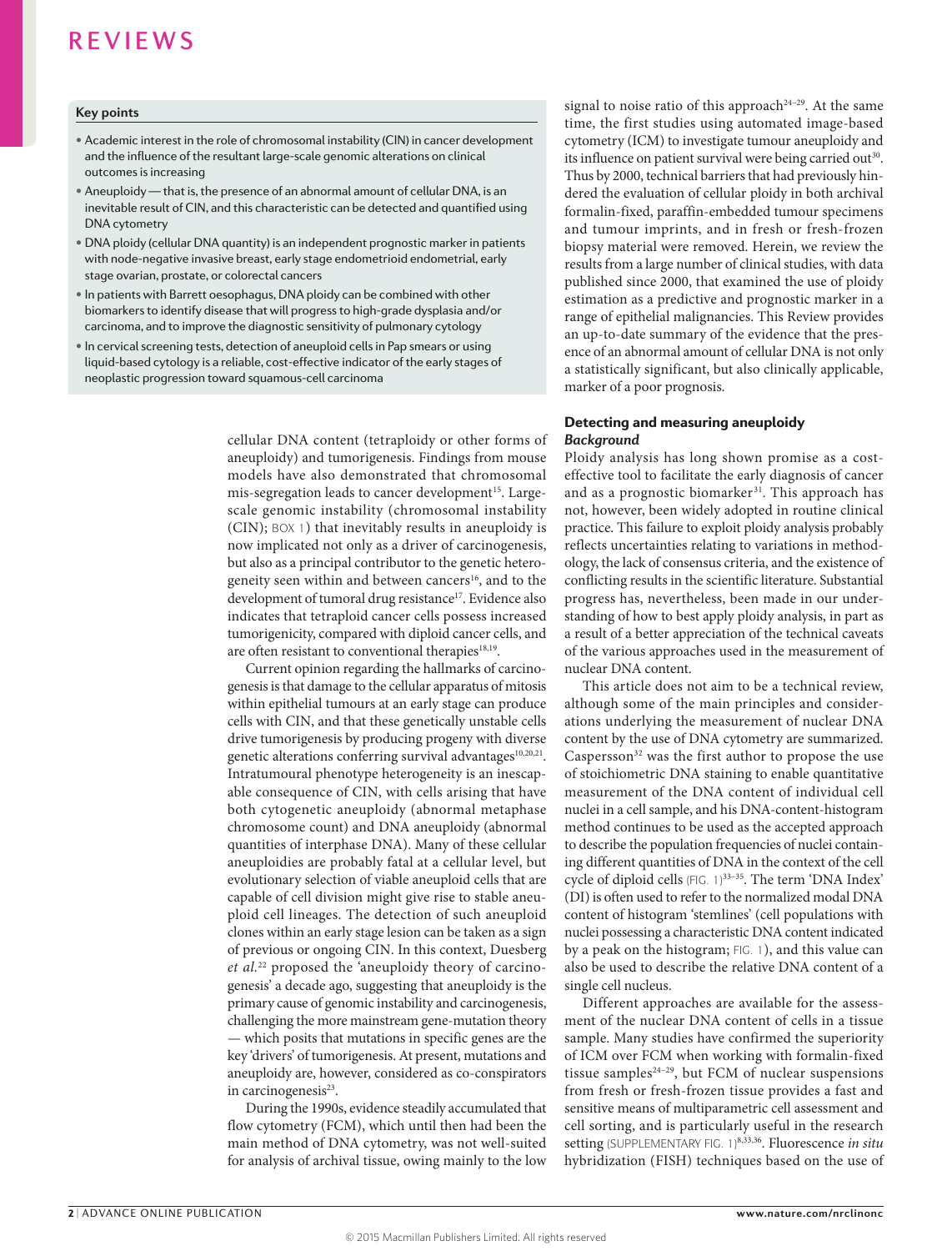### Key points

- Academic interest in the role of chromosomal instability (CIN) in cancer development and the influence of the resultant large-scale genomic alterations on clinical outcomes is increasing
- Aneuploidy — that is, the presence of an abnormal amount of cellular DNA, is an inevitable result of CIN, and this characteristic can be detected and quantified using DNA cytometry
- DNA ploidy (cellular DNA quantity) is an independent prognostic marker in patients with node-negative invasive breast, early stage endometrioid endometrial, early stage ovarian, prostate, or colorectal cancers
- In patients with Barrett oesophagus, DNA ploidy can be combined with other biomarkers to identify disease that will progress to high-grade dysplasia and/or carcinoma, and to improve the diagnostic sensitivity of pulmonary cytology
- In cervical screening tests, detection of aneuploid cells in Pap smears or using liquid-based cytology is a reliable, cost-effective indicator of the early stages of neoplastic progression toward squamous-cell carcinoma

cellular DNA content (tetraploidy or other forms of aneuploidy) and tumorigenesis. Findings from mouse models have also demonstrated that chromosomal mis-segregation leads to cancer development[15]. Large-scale genomic instability (chromosomal instability (CIN); BOX 1) that inevitably results in aneuploidy is now implicated not only as a driver of carcinogenesis, but also as a principal contributor to the genetic heterogeneity seen within and between cancers[16], and to the development of tumoral drug resistance[17]. Evidence also indicates that tetraploid cancer cells possess increased tumorigenicity, compared with diploid cancer cells, and are often resistant to conventional therapies[18,19].

Current opinion regarding the hallmarks of carcinogenesis is that damage to the cellular apparatus of mitosis within epithelial tumours at an early stage can produce cells with CIN, and that these genetically unstable cells drive tumorigenesis by producing progeny with diverse genetic alterations conferring survival advantages[10,20,21]. Intratumoural phenotype heterogeneity is an inescapable consequence of CIN, with cells arising that have both cytogenetic aneuploidy (abnormal metaphase chromosome count) and DNA aneuploidy (abnormal quantities of interphase DNA). Many of these cellular aneuploidies are probably fatal at a cellular level, but evolutionary selection of viable aneuploid cells that are capable of cell division might give rise to stable aneuploid cell lineages. The detection of such aneuploid clones within an early stage lesion can be taken as a sign of previous or ongoing CIN. In this context, Duesberg *et al.*[22] proposed the 'aneuploidy theory of carcinogenesis' a decade ago, suggesting that aneuploidy is the primary cause of genomic instability and carcinogenesis, challenging the more mainstream gene-mutation theory — which posits that mutations in specific genes are the key 'drivers' of tumorigenesis. At present, mutations and aneuploidy are, however, considered as co-conspirators in carcinogenesis[23].

During the 1990s, evidence steadily accumulated that flow cytometry (FCM), which until then had been the main method of DNA cytometry, was not well-suited for analysis of archival tissue, owing mainly to the low signal to noise ratio of this approach[24–29]. At the same time, the first studies using automated image-based cytometry (ICM) to investigate tumour aneuploidy and its influence on patient survival were being carried out[30]. Thus by 2000, technical barriers that had previously hindered the evaluation of cellular ploidy in both archival formalin-fixed, paraffin-embedded tumour specimens and tumour imprints, and in fresh or fresh-frozen biopsy material were removed. Herein, we review the results from a large number of clinical studies, with data published since 2000, that examined the use of ploidy estimation as a predictive and prognostic marker in a range of epithelial malignancies. This Review provides an up-to-date summary of the evidence that the presence of an abnormal amount of cellular DNA is not only a statistically significant, but also clinically applicable, marker of a poor prognosis.

## Detecting and measuring aneuploidy

### *Background*

Ploidy analysis has long shown promise as a cost-effective tool to facilitate the early diagnosis of cancer and as a prognostic biomarker[31]. This approach has not, however, been widely adopted in routine clinical practice. This failure to exploit ploidy analysis probably reflects uncertainties relating to variations in methodology, the lack of consensus criteria, and the existence of conflicting results in the scientific literature. Substantial progress has, nevertheless, been made in our understanding of how to best apply ploidy analysis, in part as a result of a better appreciation of the technical caveats of the various approaches used in the measurement of nuclear DNA content.

This article does not aim to be a technical review, although some of the main principles and considerations underlying the measurement of nuclear DNA content by the use of DNA cytometry are summarized. Caspersson[32] was the first author to propose the use of stoichiometric DNA staining to enable quantitative measurement of the DNA content of individual cell nuclei in a cell sample, and his DNA-content-histogram method continues to be used as the accepted approach to describe the population frequencies of nuclei containing different quantities of DNA in the context of the cell cycle of diploid cells (FIG. 1)[33–35]. The term 'DNA Index' (DI) is often used to refer to the normalized modal DNA content of histogram 'stemlines' (cell populations with nuclei possessing a characteristic DNA content indicated by a peak on the histogram; FIG. 1), and this value can also be used to describe the relative DNA content of a single cell nucleus.

Different approaches are available for the assessment of the nuclear DNA content of cells in a tissue sample. Many studies have confirmed the superiority of ICM over FCM when working with formalin-fixed tissue samples[24–29], but FCM of nuclear suspensions from fresh or fresh-frozen tissue provides a fast and sensitive means of multiparametric cell assessment and cell sorting, and is particularly useful in the research setting (SUPPLEMENTARY FIG. 1)[8,33,36]. Fluorescence *in situ* hybridization (FISH) techniques based on the use of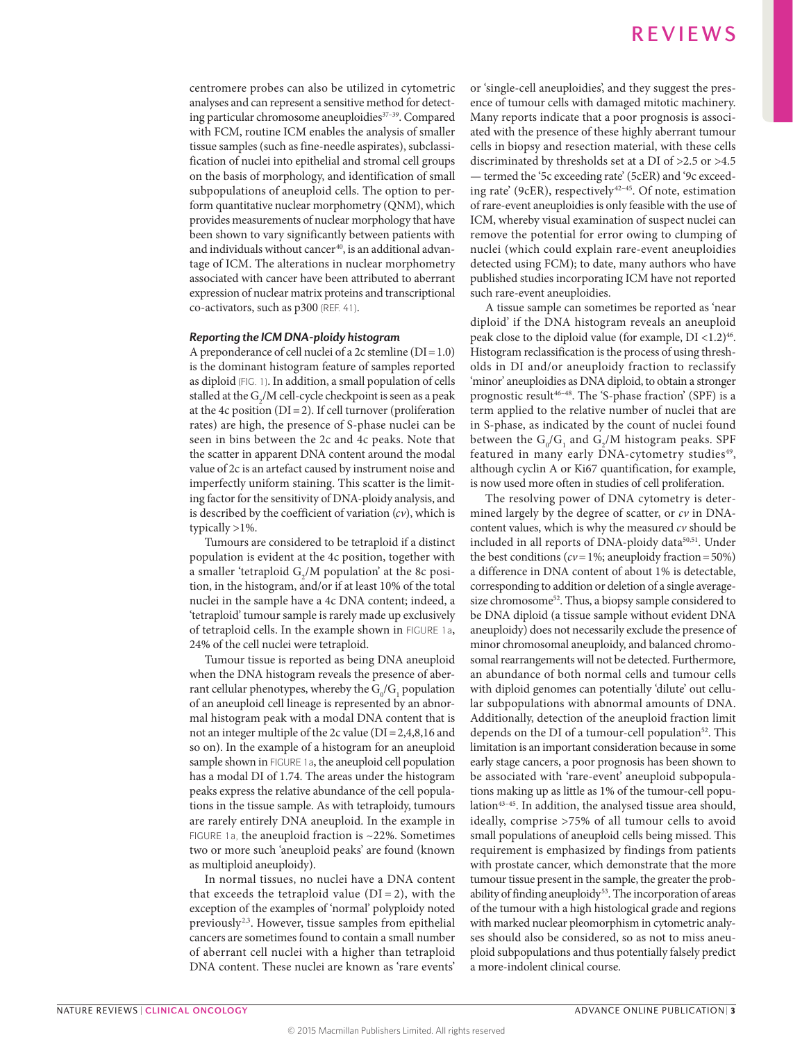centromere probes can also be utilized in cytometric analyses and can represent a sensitive method for detecting particular chromosome aneuploidies[37–39]. Compared with FCM, routine ICM enables the analysis of smaller tissue samples (such as fine-needle aspirates), subclassification of nuclei into epithelial and stromal cell groups on the basis of morphology, and identification of small subpopulations of aneuploid cells. The option to perform quantitative nuclear morphometry (QNM), which provides measurements of nuclear morphology that have been shown to vary significantly between patients with and individuals without cancer[40], is an additional advantage of ICM. The alterations in nuclear morphometry associated with cancer have been attributed to aberrant expression of nuclear matrix proteins and transcriptional co-activators, such as p300 (REF. 41).

### *Reporting the ICM DNA-ploidy histogram*

A preponderance of cell nuclei of a 2c stemline (DI = 1.0) is the dominant histogram feature of samples reported as diploid (FIG. 1). In addition, a small population of cells stalled at the $G_2$/M cell-cycle checkpoint is seen as a peak at the 4c position (DI = 2). If cell turnover (proliferation rates) are high, the presence of S-phase nuclei can be seen in bins between the 2c and 4c peaks. Note that the scatter in apparent DNA content around the modal value of 2c is an artefact caused by instrument noise and imperfectly uniform staining. This scatter is the limiting factor for the sensitivity of DNA-ploidy analysis, and is described by the coefficient of variation (*cv*), which is typically >1%.

Tumours are considered to be tetraploid if a distinct population is evident at the 4c position, together with a smaller 'tetraploid $G_2$/M population' at the 8c position, in the histogram, and/or if at least 10% of the total nuclei in the sample have a 4c DNA content; indeed, a 'tetraploid' tumour sample is rarely made up exclusively of tetraploid cells. In the example shown in FIGURE 1a, 24% of the cell nuclei were tetraploid.

Tumour tissue is reported as being DNA aneuploid when the DNA histogram reveals the presence of aberrant cellular phenotypes, whereby the $G_0/G_1$ population of an aneuploid cell lineage is represented by an abnormal histogram peak with a modal DNA content that is not an integer multiple of the 2c value (DI = 2,4,8,16 and so on). In the example of a histogram for an aneuploid sample shown in FIGURE 1a, the aneuploid cell population has a modal DI of 1.74. The areas under the histogram peaks express the relative abundance of the cell populations in the tissue sample. As with tetraploidy, tumours are rarely entirely DNA aneuploid. In the example in FIGURE 1a, the aneuploid fraction is ~22%. Sometimes two or more such 'aneuploid peaks' are found (known as multiploid aneuploidy).

In normal tissues, no nuclei have a DNA content that exceeds the tetraploid value (DI = 2), with the exception of the examples of 'normal' polyploidy noted previously[2,3]. However, tissue samples from epithelial cancers are sometimes found to contain a small number of aberrant cell nuclei with a higher than tetraploid DNA content. These nuclei are known as 'rare events' or 'single-cell aneuploidies', and they suggest the presence of tumour cells with damaged mitotic machinery. Many reports indicate that a poor prognosis is associated with the presence of these highly aberrant tumour cells in biopsy and resection material, with these cells discriminated by thresholds set at a DI of >2.5 or >4.5 — termed the '5c exceeding rate' (5cER) and '9c exceeding rate' (9cER), respectively[42–45]. Of note, estimation of rare-event aneuploidies is only feasible with the use of ICM, whereby visual examination of suspect nuclei can remove the potential for error owing to clumping of nuclei (which could explain rare-event aneuploidies detected using FCM); to date, many authors who have published studies incorporating ICM have not reported such rare-event aneuploidies.

A tissue sample can sometimes be reported as 'near diploid' if the DNA histogram reveals an aneuploid peak close to the diploid value (for example, DI <1.2)[46]. Histogram reclassification is the process of using thresholds in DI and/or aneuploidy fraction to reclassify 'minor' aneuploidies as DNA diploid, to obtain a stronger prognostic result[46–48]. The 'S-phase fraction' (SPF) is a term applied to the relative number of nuclei that are in S-phase, as indicated by the count of nuclei found between the $G_0/G_1$ and $G_2$/M histogram peaks. SPF featured in many early DNA-cytometry studies[49], although cyclin A or Ki67 quantification, for example, is now used more often in studies of cell proliferation.

The resolving power of DNA cytometry is determined largely by the degree of scatter, or *cv* in DNA-content values, which is why the measured *cv* should be included in all reports of DNA-ploidy data[50,51]. Under the best conditions (*cv* = 1%; aneuploidy fraction = 50%) a difference in DNA content of about 1% is detectable, corresponding to addition or deletion of a single average-size chromosome[52]. Thus, a biopsy sample considered to be DNA diploid (a tissue sample without evident DNA aneuploidy) does not necessarily exclude the presence of minor chromosomal aneuploidy, and balanced chromosomal rearrangements will not be detected. Furthermore, an abundance of both normal cells and tumour cells with diploid genomes can potentially 'dilute' out cellular subpopulations with abnormal amounts of DNA. Additionally, detection of the aneuploid fraction limit depends on the DI of a tumour-cell population[52]. This limitation is an important consideration because in some early stage cancers, a poor prognosis has been shown to be associated with 'rare-event' aneuploid subpopulations making up as little as 1% of the tumour-cell population[43–45]. In addition, the analysed tissue area should, ideally, comprise >75% of all tumour cells to avoid small populations of aneuploid cells being missed. This requirement is emphasized by findings from patients with prostate cancer, which demonstrate that the more tumour tissue present in the sample, the greater the probability of finding aneuploidy[53]. The incorporation of areas of the tumour with a high histological grade and regions with marked nuclear pleomorphism in cytometric analyses should also be considered, so as not to miss aneuploid subpopulations and thus potentially falsely predict a more-indolent clinical course.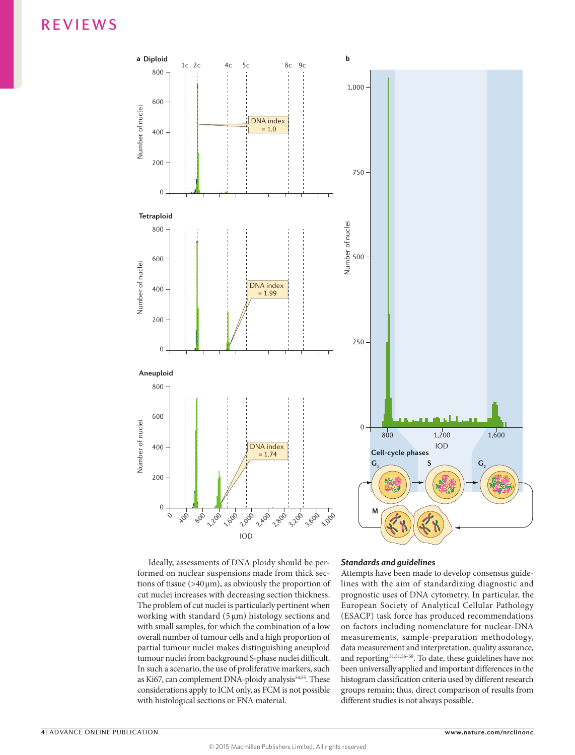Ideally, assessments of DNA ploidy should be performed on nuclear suspensions made from thick sections of tissue (>40 µm), as obviously the proportion of cut nuclei increases with decreasing section thickness. The problem of cut nuclei is particularly pertinent when working with standard (5 µm) histology sections and with small samples, for which the combination of a low overall number of tumour cells and a high proportion of partial tumour nuclei makes distinguishing aneuploid tumour nuclei from background S-phase nuclei difficult. In such a scenario, the use of proliferative markers, such as Ki67, can complement DNA-ploidy analysis[54,55]. These considerations apply to ICM only, as FCM is not possible with histological sections or FNA material.

### *Standards and guidelines*

Attempts have been made to develop consensus guidelines with the aim of standardizing diagnostic and prognostic uses of DNA cytometry. In particular, the European Society of Analytical Cellular Pathology (ESACP) task force has produced recommendations on factors including nomenclature for nuclear-DNA measurements, sample-preparation methodology, data measurement and interpretation, quality assurance, and reporting[31,51,56–58]. To date, these guidelines have not been universally applied and important differences in the histogram classification criteria used by different research groups remain; thus, direct comparison of results from different studies is not always possible.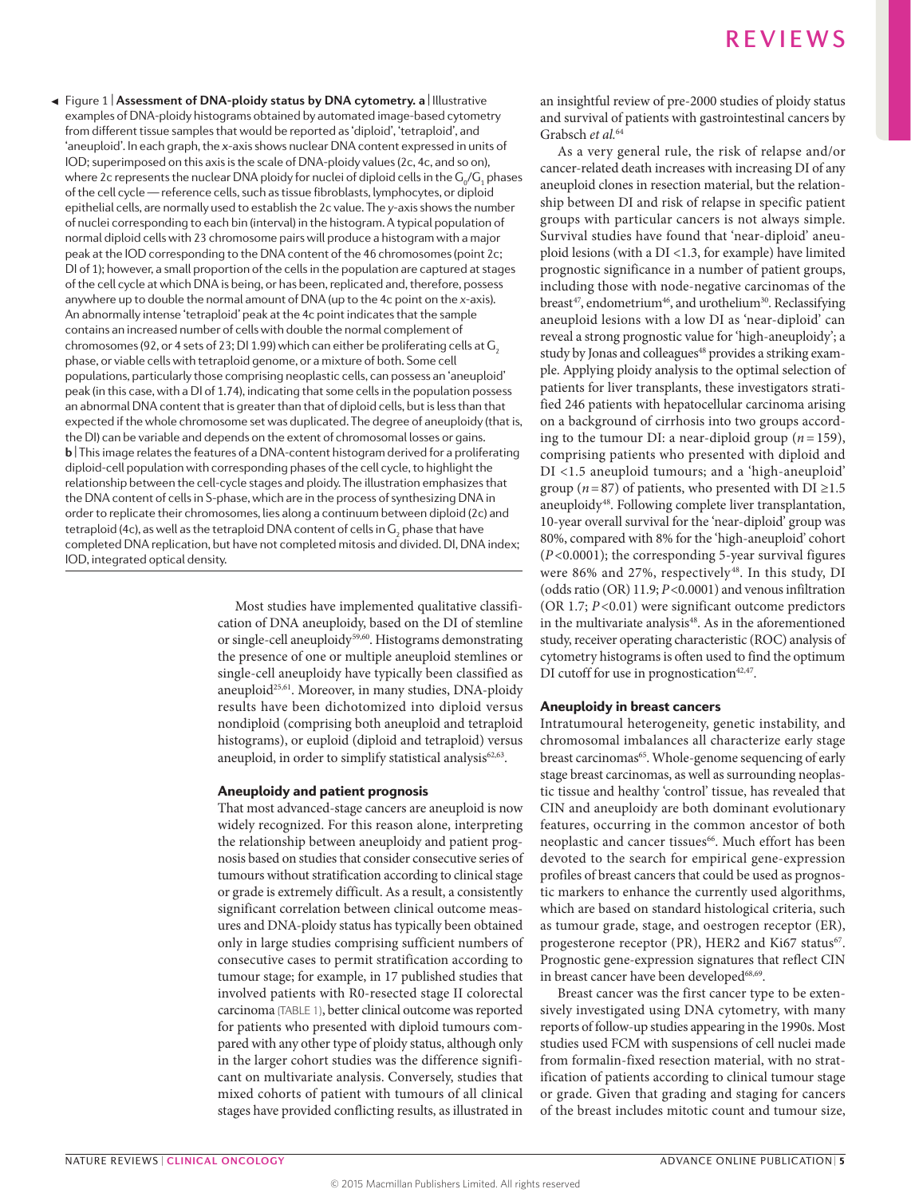Figure 1 | **Assessment of DNA-ploidy status by DNA cytometry. a** | Illustrative examples of DNA-ploidy histograms obtained by automated image-based cytometry from different tissue samples that would be reported as 'diploid', 'tetraploid', and 'aneuploid'. In each graph, the *x*-axis shows nuclear DNA content expressed in units of IOD; superimposed on this axis is the scale of DNA-ploidy values (2c, 4c, and so on), where 2c represents the nuclear DNA ploidy for nuclei of diploid cells in the $G_0/G_1$ phases of the cell cycle — reference cells, such as tissue fibroblasts, lymphocytes, or diploid epithelial cells, are normally used to establish the 2c value. The *y*-axis shows the number of nuclei corresponding to each bin (interval) in the histogram. A typical population of normal diploid cells with 23 chromosome pairs will produce a histogram with a major peak at the IOD corresponding to the DNA content of the 46 chromosomes (point 2c; DI of 1); however, a small proportion of the cells in the population are captured at stages of the cell cycle at which DNA is being, or has been, replicated and, therefore, possess anywhere up to double the normal amount of DNA (up to the 4c point on the *x*-axis). An abnormally intense 'tetraploid' peak at the 4c point indicates that the sample contains an increased number of cells with double the normal complement of chromosomes (92, or 4 sets of 23; DI 1.99) which can either be proliferating cells at $G_2$ phase, or viable cells with tetraploid genome, or a mixture of both. Some cell populations, particularly those comprising neoplastic cells, can possess an 'aneuploid' peak (in this case, with a DI of 1.74), indicating that some cells in the population possess an abnormal DNA content that is greater than that of diploid cells, but is less than that expected if the whole chromosome set was duplicated. The degree of aneuploidy (that is, the DI) can be variable and depends on the extent of chromosomal losses or gains. **b** | This image relates the features of a DNA-content histogram derived for a proliferating diploid-cell population with corresponding phases of the cell cycle, to highlight the relationship between the cell-cycle stages and ploidy. The illustration emphasizes that the DNA content of cells in S-phase, which are in the process of synthesizing DNA in order to replicate their chromosomes, lies along a continuum between diploid (2c) and tetraploid (4c), as well as the tetraploid DNA content of cells in $G_2$ phase that have completed DNA replication, but have not completed mitosis and divided. DI, DNA index; IOD, integrated optical density.

Most studies have implemented qualitative classification of DNA aneuploidy, based on the DI of stemline or single-cell aneuploidy[59,60]. Histograms demonstrating the presence of one or multiple aneuploid stemlines or single-cell aneuploidy have typically been classified as aneuploid[25,61]. Moreover, in many studies, DNA-ploidy results have been dichotomized into diploid versus nondiploid (comprising both aneuploid and tetraploid histograms), or euploid (diploid and tetraploid) versus aneuploid, in order to simplify statistical analysis[62,63].

## Aneuploidy and patient prognosis

That most advanced-stage cancers are aneuploid is now widely recognized. For this reason alone, interpreting the relationship between aneuploidy and patient prognosis based on studies that consider consecutive series of tumours without stratification according to clinical stage or grade is extremely difficult. As a result, a consistently significant correlation between clinical outcome measures and DNA-ploidy status has typically been obtained only in large studies comprising sufficient numbers of consecutive cases to permit stratification according to tumour stage; for example, in 17 published studies that involved patients with R0-resected stage II colorectal carcinoma (TABLE 1), better clinical outcome was reported for patients who presented with diploid tumours compared with any other type of ploidy status, although only in the larger cohort studies was the difference significant on multivariate analysis. Conversely, studies that mixed cohorts of patient with tumours of all clinical stages have provided conflicting results, as illustrated in an insightful review of pre-2000 studies of ploidy status and survival of patients with gastrointestinal cancers by Grabsch *et al.*[64]

As a very general rule, the risk of relapse and/or cancer-related death increases with increasing DI of any aneuploid clones in resection material, but the relationship between DI and risk of relapse in specific patient groups with particular cancers is not always simple. Survival studies have found that 'near-diploid' aneuploid lesions (with a DI <1.3, for example) have limited prognostic significance in a number of patient groups, including those with node-negative carcinomas of the breast[47], endometrium[46], and urothelium[30]. Reclassifying aneuploid lesions with a low DI as 'near-diploid' can reveal a strong prognostic value for 'high-aneuploidy'; a study by Jonas and colleagues[48] provides a striking example. Applying ploidy analysis to the optimal selection of patients for liver transplants, these investigators stratified 246 patients with hepatocellular carcinoma arising on a background of cirrhosis into two groups according to the tumour DI: a near-diploid group ($n = 159$), comprising patients who presented with diploid and DI <1.5 aneuploid tumours; and a 'high-aneuploid' group ($n = 87$) of patients, who presented with DI ≥1.5 aneuploidy[48]. Following complete liver transplantation, 10-year overall survival for the 'near-diploid' group was 80%, compared with 8% for the 'high-aneuploid' cohort ($P < 0.0001$); the corresponding 5-year survival figures were 86% and 27%, respectively[48]. In this study, DI (odds ratio (OR) 11.9; $P < 0.0001$) and venous infiltration (OR 1.7; $P < 0.01$) were significant outcome predictors in the multivariate analysis[48]. As in the aforementioned study, receiver operating characteristic (ROC) analysis of cytometry histograms is often used to find the optimum DI cutoff for use in prognostication[42,47].

## Aneuploidy in breast cancers

Intratumoural heterogeneity, genetic instability, and chromosomal imbalances all characterize early stage breast carcinomas[65]. Whole-genome sequencing of early stage breast carcinomas, as well as surrounding neoplastic tissue and healthy 'control' tissue, has revealed that CIN and aneuploidy are both dominant evolutionary features, occurring in the common ancestor of both neoplastic and cancer tissues[66]. Much effort has been devoted to the search for empirical gene-expression profiles of breast cancers that could be used as prognostic markers to enhance the currently used algorithms, which are based on standard histological criteria, such as tumour grade, stage, and oestrogen receptor (ER), progesterone receptor (PR), HER2 and Ki67 status[67]. Prognostic gene-expression signatures that reflect CIN in breast cancer have been developed[68,69].

Breast cancer was the first cancer type to be extensively investigated using DNA cytometry, with many reports of follow-up studies appearing in the 1990s. Most studies used FCM with suspensions of cell nuclei made from formalin-fixed resection material, with no stratification of patients according to clinical tumour stage or grade. Given that grading and staging for cancers of the breast includes mitotic count and tumour size,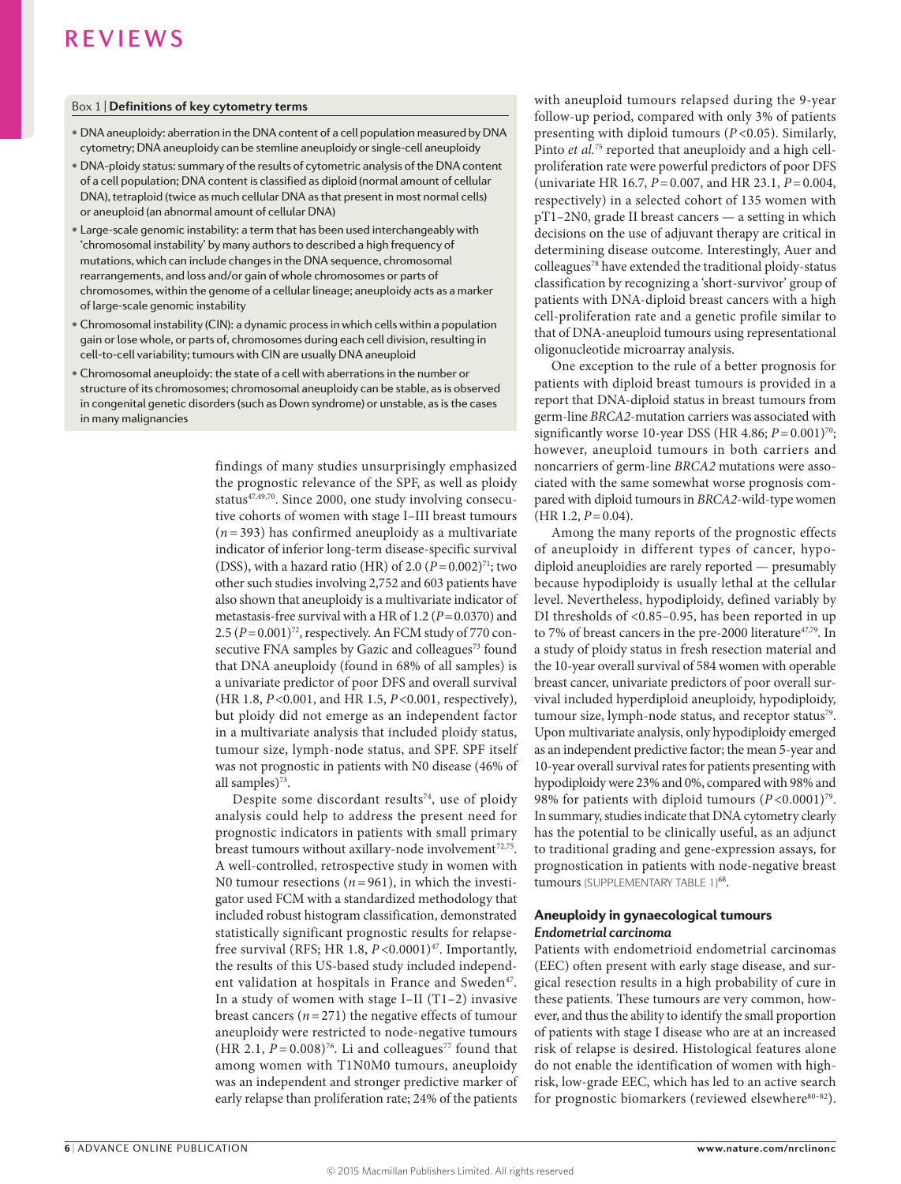**Box 1 | Definitions of key cytometry terms**

- DNA aneuploidy: aberration in the DNA content of a cell population measured by DNA cytometry; DNA aneuploidy can be stemline aneuploidy or single-cell aneuploidy
- DNA-ploidy status: summary of the results of cytometric analysis of the DNA content of a cell population; DNA content is classified as diploid (normal amount of cellular DNA), tetraploid (twice as much cellular DNA as that present in most normal cells) or aneuploid (an abnormal amount of cellular DNA)
- Large-scale genomic instability: a term that has been used interchangeably with 'chromosomal instability' by many authors to described a high frequency of mutations, which can include changes in the DNA sequence, chromosomal rearrangements, and loss and/or gain of whole chromosomes or parts of chromosomes, within the genome of a cellular lineage; aneuploidy acts as a marker of large-scale genomic instability
- Chromosomal instability (CIN): a dynamic process in which cells within a population gain or lose whole, or parts of, chromosomes during each cell division, resulting in cell-to-cell variability; tumours with CIN are usually DNA aneuploid
- Chromosomal aneuploidy: the state of a cell with aberrations in the number or structure of its chromosomes; chromosomal aneuploidy can be stable, as is observed in congenital genetic disorders (such as Down syndrome) or unstable, as is the cases in many malignancies

findings of many studies unsurprisingly emphasized the prognostic relevance of the SPF, as well as ploidy status[47,49,70]. Since 2000, one study involving consecutive cohorts of women with stage I–III breast tumours ($n = 393$) has confirmed aneuploidy as a multivariate indicator of inferior long-term disease-specific survival (DSS), with a hazard ratio (HR) of 2.0 ($P = 0.002$)[71]; two other such studies involving 2,752 and 603 patients have also shown that aneuploidy is a multivariate indicator of metastasis-free survival with a HR of 1.2 ($P = 0.0370$) and 2.5 ($P = 0.001$)[72], respectively. An FCM study of 770 consecutive FNA samples by Gazic and colleagues[73] found that DNA aneuploidy (found in 68% of all samples) is a univariate predictor of poor DFS and overall survival (HR 1.8, $P < 0.001$, and HR 1.5, $P < 0.001$, respectively), but ploidy did not emerge as an independent factor in a multivariate analysis that included ploidy status, tumour size, lymph-node status, and SPF. SPF itself was not prognostic in patients with N0 disease (46% of all samples)[73].

Despite some discordant results[74], use of ploidy analysis could help to address the present need for prognostic indicators in patients with small primary breast tumours without axillary-node involvement[72,75]. A well-controlled, retrospective study in women with N0 tumour resections ($n = 961$), in which the investigator used FCM with a standardized methodology that included robust histogram classification, demonstrated statistically significant prognostic results for relapse-free survival (RFS; HR 1.8, $P < 0.0001$)[47]. Importantly, the results of this US-based study included independent validation at hospitals in France and Sweden[47]. In a study of women with stage I–II (T1–2) invasive breast cancers ($n = 271$) the negative effects of tumour aneuploidy were restricted to node-negative tumours (HR 2.1, $P = 0.008$)[76]. Li and colleagues[77] found that among women with T1N0M0 tumours, aneuploidy was an independent and stronger predictive marker of early relapse than proliferation rate; 24% of the patients with aneuploid tumours relapsed during the 9-year follow-up period, compared with only 3% of patients presenting with diploid tumours ($P < 0.05$). Similarly, Pinto *et al.*[75] reported that aneuploidy and a high cell-proliferation rate were powerful predictors of poor DFS (univariate HR 16.7, $P = 0.007$, and HR 23.1, $P = 0.004$, respectively) in a selected cohort of 135 women with pT1–2N0, grade II breast cancers — a setting in which decisions on the use of adjuvant therapy are critical in determining disease outcome. Interestingly, Auer and colleagues[78] have extended the traditional ploidy-status classification by recognizing a 'short-survivor' group of patients with DNA-diploid breast cancers with a high cell-proliferation rate and a genetic profile similar to that of DNA-aneuploid tumours using representational oligonucleotide microarray analysis.

One exception to the rule of a better prognosis for patients with diploid breast tumours is provided in a report that DNA-diploid status in breast tumours from germ-line *BRCA2*-mutation carriers was associated with significantly worse 10-year DSS (HR 4.86; $P = 0.001$)[70]; however, aneuploid tumours in both carriers and noncarriers of germ-line *BRCA2* mutations were associated with the same somewhat worse prognosis compared with diploid tumours in *BRCA2*-wild-type women (HR 1.2, $P = 0.04$).

Among the many reports of the prognostic effects of aneuploidy in different types of cancer, hypodiploid aneuploidies are rarely reported — presumably because hypodiploidy is usually lethal at the cellular level. Nevertheless, hypodiploidy, defined variably by DI thresholds of <0.85–0.95, has been reported in up to 7% of breast cancers in the pre-2000 literature[47,79]. In a study of ploidy status in fresh resection material and the 10-year overall survival of 584 women with operable breast cancer, univariate predictors of poor overall survival included hyperdiploid aneuploidy, hypodiploidy, tumour size, lymph-node status, and receptor status[79]. Upon multivariate analysis, only hypodiploidy emerged as an independent predictive factor; the mean 5-year and 10-year overall survival rates for patients presenting with hypodiploidy were 23% and 0%, compared with 98% and 98% for patients with diploid tumours ($P < 0.0001$)[79]. In summary, studies indicate that DNA cytometry clearly has the potential to be clinically useful, as an adjunct to traditional grading and gene-expression assays, for prognostication in patients with node-negative breast tumours (SUPPLEMENTARY TABLE 1)[68].

## Aneuploidy in gynaecological tumours

### *Endometrial carcinoma*

Patients with endometrioid endometrial carcinomas (EEC) often present with early stage disease, and surgical resection results in a high probability of cure in these patients. These tumours are very common, however, and thus the ability to identify the small proportion of patients with stage I disease who are at an increased risk of relapse is desired. Histological features alone do not enable the identification of women with high-risk, low-grade EEC, which has led to an active search for prognostic biomarkers (reviewed elsewhere[80–82]).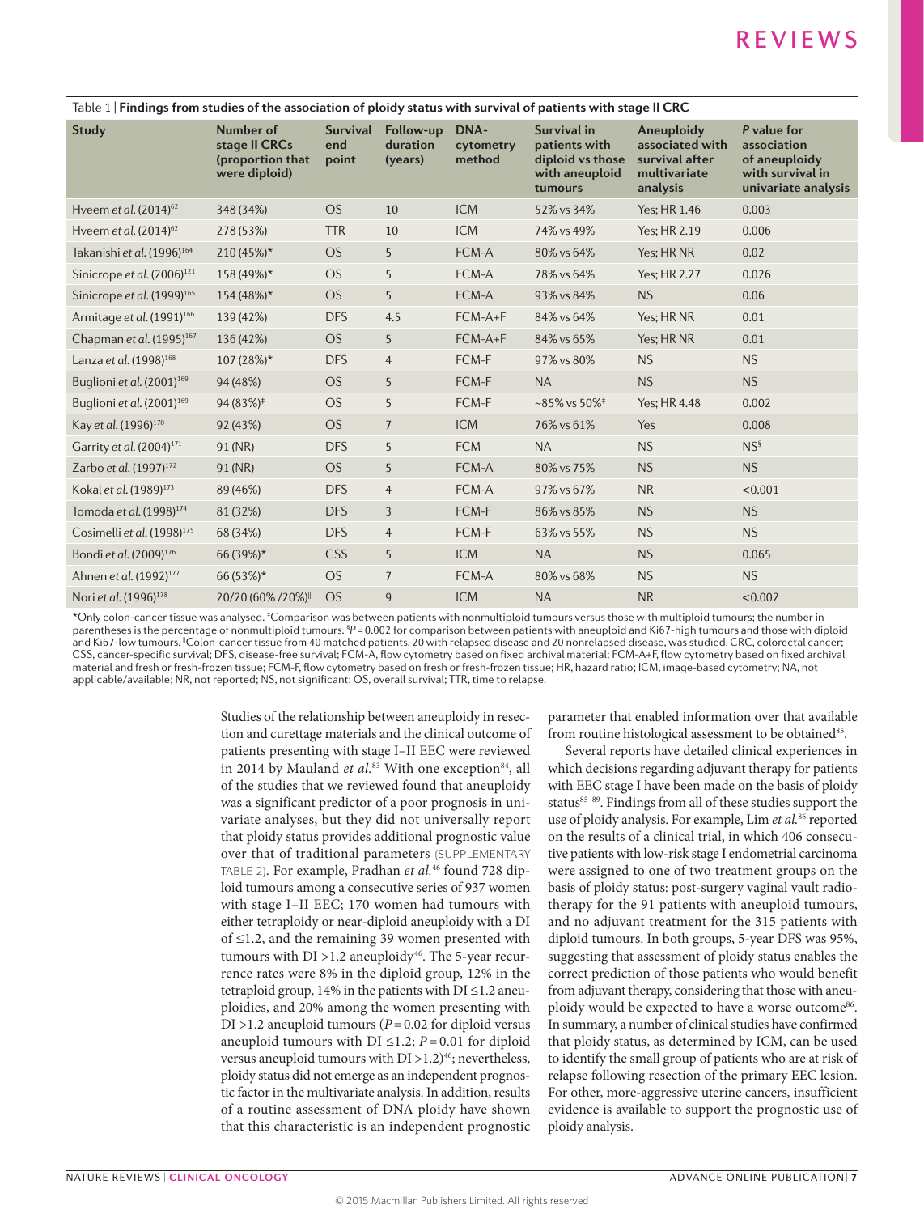Table 1 | **Findings from studies of the association of ploidy status with survival of patients with stage II CRC**

| Study | Number of stage II CRCs (proportion that were diploid) | Survival end point | Follow-up duration (years) | DNA-cytometry method | Survival in patients with diploid vs those with aneuploid tumours | Aneuploidy associated with survival after multivariate analysis | *P* value for association of aneuploidy with survival in univariate analysis |
|---|---|---|---|---|---|---|---|
| Hveem *et al.* (2014)[62] | 348 (34%) | OS | 10 | ICM | 52% vs 34% | Yes; HR 1.46 | 0.003 |
| Hveem *et al.* (2014)[62] | 278 (53%) | TTR | 10 | ICM | 74% vs 49% | Yes; HR 2.19 | 0.006 |
| Takanishi *et al.* (1996)[164] | 210 (45%)* | OS | 5 | FCM-A | 80% vs 64% | Yes; HR NR | 0.02 |
| Sinicrope *et al.* (2006)[121] | 158 (49%)* | OS | 5 | FCM-A | 78% vs 64% | Yes; HR 2.27 | 0.026 |
| Sinicrope *et al.* (1999)[165] | 154 (48%)* | OS | 5 | FCM-A | 93% vs 84% | NS | 0.06 |
| Armitage *et al.* (1991)[166] | 139 (42%) | DFS | 4.5 | FCM-A+F | 84% vs 64% | Yes; HR NR | 0.01 |
| Chapman *et al.* (1995)[167] | 136 (42%) | OS | 5 | FCM-A+F | 84% vs 65% | Yes; HR NR | 0.01 |
| Lanza *et al.* (1998)[168] | 107 (28%)* | DFS | 4 | FCM-F | 97% vs 80% | NS | NS |
| Buglioni *et al.* (2001)[169] | 94 (48%) | OS | 5 | FCM-F | NA | NS | NS |
| Buglioni *et al.* (2001)[169] | 94 (83%)‡ | OS | 5 | FCM-F | ~85% vs 50%‡ | Yes; HR 4.48 | 0.002 |
| Kay *et al.* (1996)[170] | 92 (43%) | OS | 7 | ICM | 76% vs 61% | Yes | 0.008 |
| Garrity *et al.* (2004)[171] | 91 (NR) | DFS | 5 | FCM | NA | NS | NS§ |
| Zarbo *et al.* (1997)[172] | 91 (NR) | OS | 5 | FCM-A | 80% vs 75% | NS | NS |
| Kokal *et al.* (1989)[173] | 89 (46%) | DFS | 4 | FCM-A | 97% vs 67% | NR | <0.001 |
| Tomoda *et al.* (1998)[174] | 81 (32%) | DFS | 3 | FCM-F | 86% vs 85% | NS | NS |
| Cosimelli *et al.* (1998)[175] | 68 (34%) | DFS | 4 | FCM-F | 63% vs 55% | NS | NS |
| Bondi *et al.* (2009)[176] | 66 (39%)* | CSS | 5 | ICM | NA | NS | 0.065 |
| Ahnen *et al.* (1992)[177] | 66 (53%)* | OS | 7 | FCM-A | 80% vs 68% | NS | NS |
| Nori *et al.* (1996)[178] | 20/20 (60% /20%)‖ | OS | 9 | ICM | NA | NR | <0.002 |

*Only colon-cancer tissue was analysed. ‡Comparison was between patients with nonmultiploid tumours versus those with multiploid tumours; the number in parentheses is the percentage of nonmultiploid tumours. §$P = 0.002$ for comparison between patients with aneuploid and Ki67-high tumours and those with diploid and Ki67-low tumours. ‖Colon-cancer tissue from 40 matched patients, 20 with relapsed disease and 20 nonrelapsed disease, was studied. CRC, colorectal cancer; CSS, cancer-specific survival; DFS, disease-free survival; FCM-A, flow cytometry based on fixed archival material; FCM-A+F, flow cytometry based on fixed archival material and fresh or fresh-frozen tissue; FCM-F, flow cytometry based on fresh or fresh-frozen tissue; HR, hazard ratio; ICM, image-based cytometry; NA, not applicable/available; NR, not reported; NS, not significant; OS, overall survival; TTR, time to relapse.

Studies of the relationship between aneuploidy in resection and curettage materials and the clinical outcome of patients presenting with stage I–II EEC were reviewed in 2014 by Mauland *et al.*[83] With one exception[84], all of the studies that we reviewed found that aneuploidy was a significant predictor of a poor prognosis in univariate analyses, but they did not universally report that ploidy status provides additional prognostic value over that of traditional parameters (SUPPLEMENTARY TABLE 2). For example, Pradhan *et al.*[46] found 728 diploid tumours among a consecutive series of 937 women with stage I–II EEC; 170 women had tumours with either tetraploidy or near-diploid aneuploidy with a DI of ≤1.2, and the remaining 39 women presented with tumours with DI >1.2 aneuploidy[46]. The 5-year recurrence rates were 8% in the diploid group, 12% in the tetraploid group, 14% in the patients with DI ≤1.2 aneuploidies, and 20% among the women presenting with DI >1.2 aneuploid tumours ($P = 0.02$ for diploid versus aneuploid tumours with DI ≤1.2; $P = 0.01$ for diploid versus aneuploid tumours with DI >1.2)[46]; nevertheless, ploidy status did not emerge as an independent prognostic factor in the multivariate analysis. In addition, results of a routine assessment of DNA ploidy have shown that this characteristic is an independent prognostic parameter that enabled information over that available from routine histological assessment to be obtained[85].

Several reports have detailed clinical experiences in which decisions regarding adjuvant therapy for patients with EEC stage I have been made on the basis of ploidy status[85–89]. Findings from all of these studies support the use of ploidy analysis. For example, Lim *et al.*[86] reported on the results of a clinical trial, in which 406 consecutive patients with low-risk stage I endometrial carcinoma were assigned to one of two treatment groups on the basis of ploidy status: post-surgery vaginal vault radiotherapy for the 91 patients with aneuploid tumours, and no adjuvant treatment for the 315 patients with diploid tumours. In both groups, 5-year DFS was 95%, suggesting that assessment of ploidy status enables the correct prediction of those patients who would benefit from adjuvant therapy, considering that those with aneuploidy would be expected to have a worse outcome[86]. In summary, a number of clinical studies have confirmed that ploidy status, as determined by ICM, can be used to identify the small group of patients who are at risk of relapse following resection of the primary EEC lesion. For other, more-aggressive uterine cancers, insufficient evidence is available to support the prognostic use of ploidy analysis.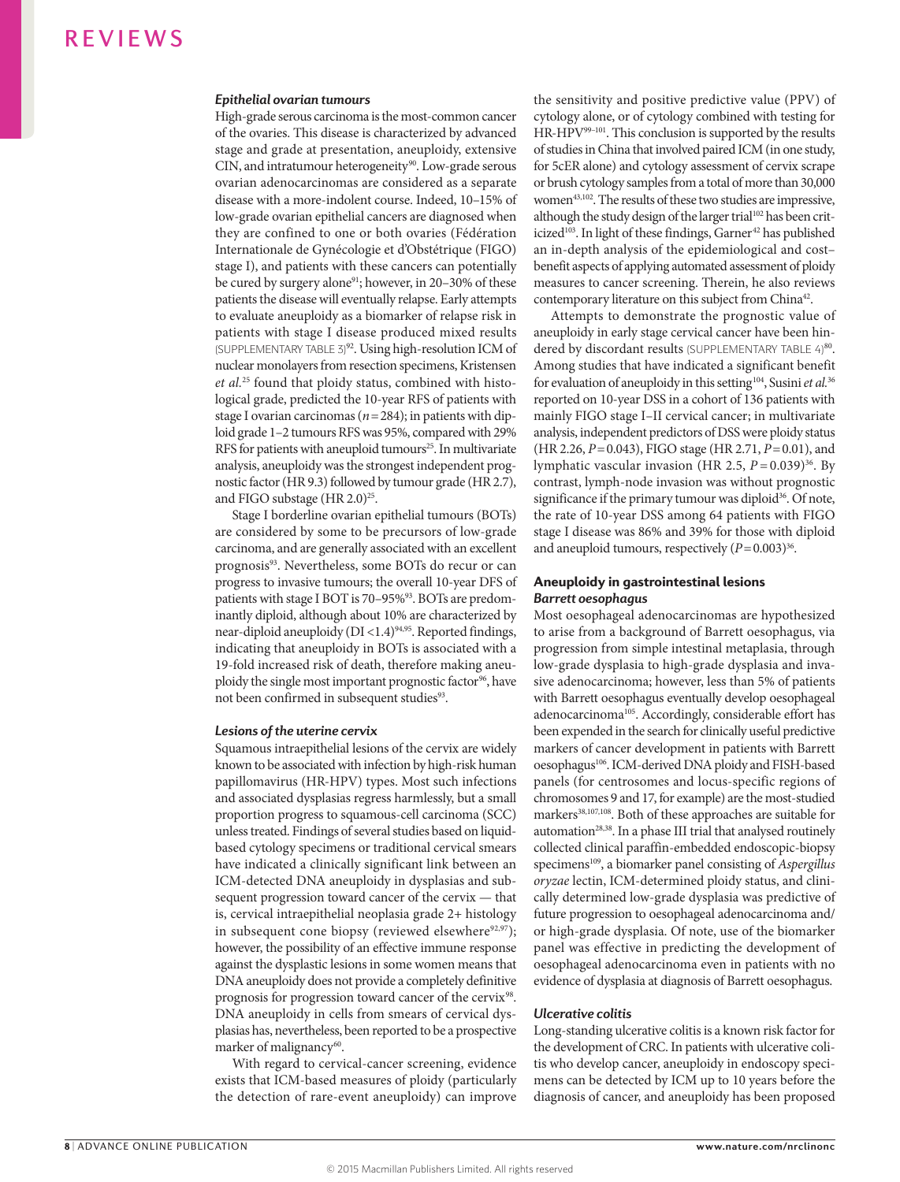### *Epithelial ovarian tumours*

High-grade serous carcinoma is the most-common cancer of the ovaries. This disease is characterized by advanced stage and grade at presentation, aneuploidy, extensive CIN, and intratumour heterogeneity[90]. Low-grade serous ovarian adenocarcinomas are considered as a separate disease with a more-indolent course. Indeed, 10–15% of low-grade ovarian epithelial cancers are diagnosed when they are confined to one or both ovaries (Fédération Internationale de Gynécologie et d'Obstétrique (FIGO) stage I), and patients with these cancers can potentially be cured by surgery alone[91]; however, in 20–30% of these patients the disease will eventually relapse. Early attempts to evaluate aneuploidy as a biomarker of relapse risk in patients with stage I disease produced mixed results (SUPPLEMENTARY TABLE 3)[92]. Using high-resolution ICM of nuclear monolayers from resection specimens, Kristensen *et al.*[25] found that ploidy status, combined with histological grade, predicted the 10-year RFS of patients with stage I ovarian carcinomas ($n = 284$); in patients with diploid grade 1–2 tumours RFS was 95%, compared with 29% RFS for patients with aneuploid tumours[25]. In multivariate analysis, aneuploidy was the strongest independent prognostic factor (HR 9.3) followed by tumour grade (HR 2.7), and FIGO substage (HR 2.0)[25].

Stage I borderline ovarian epithelial tumours (BOTs) are considered by some to be precursors of low-grade carcinoma, and are generally associated with an excellent prognosis[93]. Nevertheless, some BOTs do recur or can progress to invasive tumours; the overall 10-year DFS of patients with stage I BOT is 70–95%[93]. BOTs are predominantly diploid, although about 10% are characterized by near-diploid aneuploidy (DI <1.4)[94,95]. Reported findings, indicating that aneuploidy in BOTs is associated with a 19-fold increased risk of death, therefore making aneuploidy the single most important prognostic factor[96], have not been confirmed in subsequent studies[93].

### *Lesions of the uterine cervix*

Squamous intraepithelial lesions of the cervix are widely known to be associated with infection by high-risk human papillomavirus (HR-HPV) types. Most such infections and associated dysplasias regress harmlessly, but a small proportion progress to squamous-cell carcinoma (SCC) unless treated. Findings of several studies based on liquid-based cytology specimens or traditional cervical smears have indicated a clinically significant link between an ICM-detected DNA aneuploidy in dysplasias and subsequent progression toward cancer of the cervix — that is, cervical intraepithelial neoplasia grade 2+ histology in subsequent cone biopsy (reviewed elsewhere[92,97]); however, the possibility of an effective immune response against the dysplastic lesions in some women means that DNA aneuploidy does not provide a completely definitive prognosis for progression toward cancer of the cervix[98]. DNA aneuploidy in cells from smears of cervical dysplasias has, nevertheless, been reported to be a prospective marker of malignancy[60].

With regard to cervical-cancer screening, evidence exists that ICM-based measures of ploidy (particularly the detection of rare-event aneuploidy) can improve the sensitivity and positive predictive value (PPV) of cytology alone, or of cytology combined with testing for HR-HPV[99–101]. This conclusion is supported by the results of studies in China that involved paired ICM (in one study, for 5cER alone) and cytology assessment of cervix scrape or brush cytology samples from a total of more than 30,000 women[43,102]. The results of these two studies are impressive, although the study design of the larger trial[102] has been criticized[103]. In light of these findings, Garner[42] has published an in-depth analysis of the epidemiological and cost–benefit aspects of applying automated assessment of ploidy measures to cancer screening. Therein, he also reviews contemporary literature on this subject from China[42].

Attempts to demonstrate the prognostic value of aneuploidy in early stage cervical cancer have been hindered by discordant results (SUPPLEMENTARY TABLE 4)[80]. Among studies that have indicated a significant benefit for evaluation of aneuploidy in this setting[104], Susini *et al.*[36] reported on 10-year DSS in a cohort of 136 patients with mainly FIGO stage I–II cervical cancer; in multivariate analysis, independent predictors of DSS were ploidy status (HR 2.26, $P = 0.043$), FIGO stage (HR 2.71, $P = 0.01$), and lymphatic vascular invasion (HR 2.5, $P = 0.039$)[36]. By contrast, lymph-node invasion was without prognostic significance if the primary tumour was diploid[36]. Of note, the rate of 10-year DSS among 64 patients with FIGO stage I disease was 86% and 39% for those with diploid and aneuploid tumours, respectively ($P = 0.003$)[36].

## Aneuploidy in gastrointestinal lesions

### *Barrett oesophagus*

Most oesophageal adenocarcinomas are hypothesized to arise from a background of Barrett oesophagus, via progression from simple intestinal metaplasia, through low-grade dysplasia to high-grade dysplasia and invasive adenocarcinoma; however, less than 5% of patients with Barrett oesophagus eventually develop oesophageal adenocarcinoma[105]. Accordingly, considerable effort has been expended in the search for clinically useful predictive markers of cancer development in patients with Barrett oesophagus[106]. ICM-derived DNA ploidy and FISH-based panels (for centrosomes and locus-specific regions of chromosomes 9 and 17, for example) are the most-studied markers[38,107,108]. Both of these approaches are suitable for automation[28,38]. In a phase III trial that analysed routinely collected clinical paraffin-embedded endoscopic-biopsy specimens[109], a biomarker panel consisting of *Aspergillus oryzae* lectin, ICM-determined ploidy status, and clinically determined low-grade dysplasia was predictive of future progression to oesophageal adenocarcinoma and/or high-grade dysplasia. Of note, use of the biomarker panel was effective in predicting the development of oesophageal adenocarcinoma even in patients with no evidence of dysplasia at diagnosis of Barrett oesophagus.

### *Ulcerative colitis*

Long-standing ulcerative colitis is a known risk factor for the development of CRC. In patients with ulcerative colitis who develop cancer, aneuploidy in endoscopy specimens can be detected by ICM up to 10 years before the diagnosis of cancer, and aneuploidy has been proposed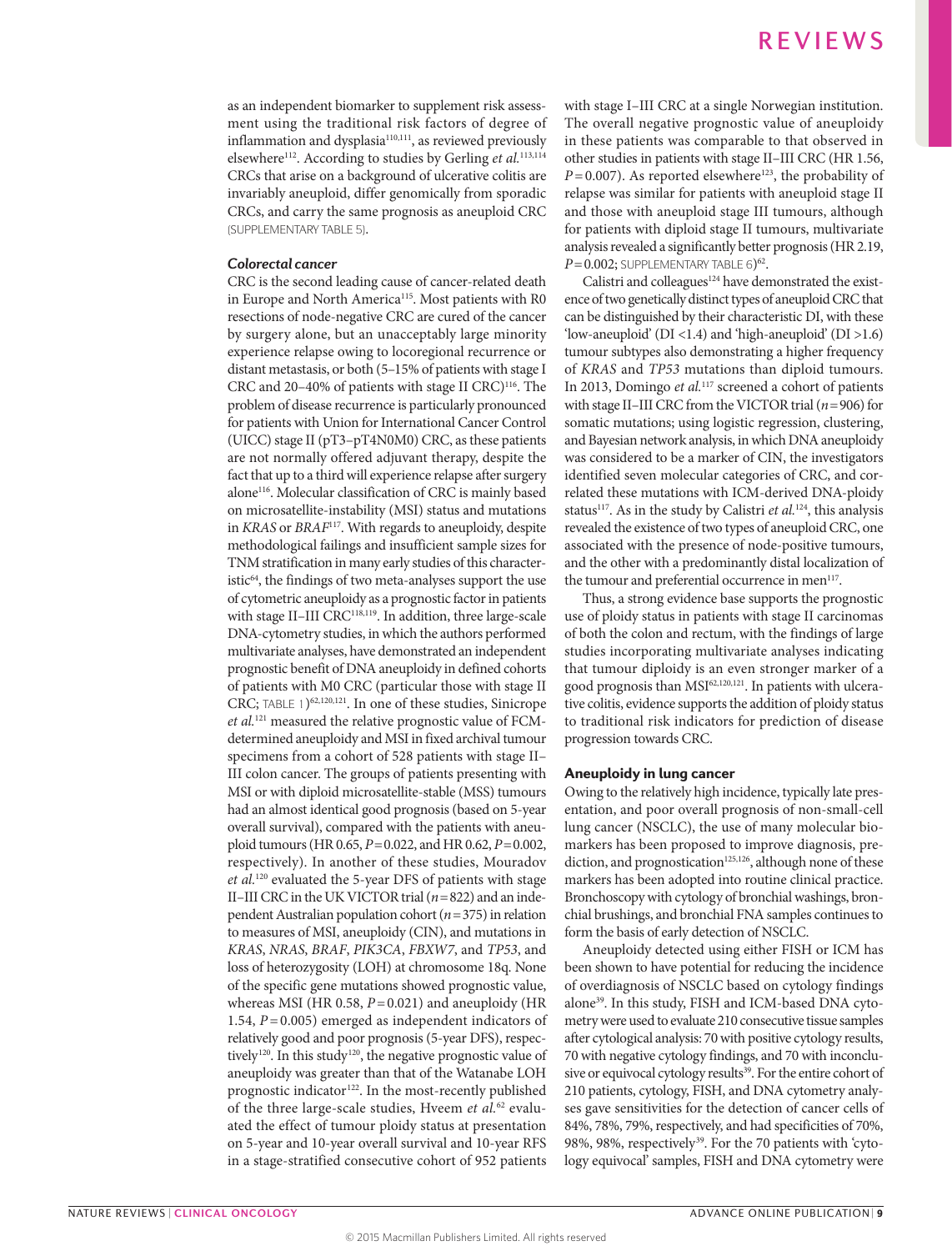as an independent biomarker to supplement risk assessment using the traditional risk factors of degree of inflammation and dysplasia[110,111], as reviewed previously elsewhere[112]. According to studies by Gerling *et al.*[113,114] CRCs that arise on a background of ulcerative colitis are invariably aneuploid, differ genomically from sporadic CRCs, and carry the same prognosis as aneuploid CRC (SUPPLEMENTARY TABLE 5).

### Colorectal cancer

CRC is the second leading cause of cancer-related death in Europe and North America[115]. Most patients with R0 resections of node-negative CRC are cured of the cancer by surgery alone, but an unacceptably large minority experience relapse owing to locoregional recurrence or distant metastasis, or both (5–15% of patients with stage I CRC and 20–40% of patients with stage II CRC)[116]. The problem of disease recurrence is particularly pronounced for patients with Union for International Cancer Control (UICC) stage II (pT3–pT4N0M0) CRC, as these patients are not normally offered adjuvant therapy, despite the fact that up to a third will experience relapse after surgery alone[116]. Molecular classification of CRC is mainly based on microsatellite-instability (MSI) status and mutations in *KRAS* or *BRAF*[117]. With regards to aneuploidy, despite methodological failings and insufficient sample sizes for TNM stratification in many early studies of this characteristic[64], the findings of two meta-analyses support the use of cytometric aneuploidy as a prognostic factor in patients with stage II–III CRC[118,119]. In addition, three large-scale DNA-cytometry studies, in which the authors performed multivariate analyses, have demonstrated an independent prognostic benefit of DNA aneuploidy in defined cohorts of patients with M0 CRC (particular those with stage II CRC; TABLE 1)[62,120,121]. In one of these studies, Sinicrope *et al.*[121] measured the relative prognostic value of FCM-determined aneuploidy and MSI in fixed archival tumour specimens from a cohort of 528 patients with stage II–III colon cancer. The groups of patients presenting with MSI or with diploid microsatellite-stable (MSS) tumours had an almost identical good prognosis (based on 5-year overall survival), compared with the patients with aneuploid tumours (HR 0.65, $P=0.022$, and HR 0.62, $P=0.002$, respectively). In another of these studies, Mouradov *et al.*[120] evaluated the 5-year DFS of patients with stage II–III CRC in the UK VICTOR trial ($n=822$) and an independent Australian population cohort ($n=375$) in relation to measures of MSI, aneuploidy (CIN), and mutations in *KRAS*, *NRAS*, *BRAF*, *PIK3CA*, *FBXW7*, and *TP53*, and loss of heterozygosity (LOH) at chromosome 18q. None of the specific gene mutations showed prognostic value, whereas MSI (HR 0.58, $P=0.021$) and aneuploidy (HR 1.54, $P=0.005$) emerged as independent indicators of relatively good and poor prognosis (5-year DFS), respectively[120]. In this study[120], the negative prognostic value of aneuploidy was greater than that of the Watanabe LOH prognostic indicator[122]. In the most-recently published of the three large-scale studies, Hveem *et al.*[62] evaluated the effect of tumour ploidy status at presentation on 5-year and 10-year overall survival and 10-year RFS in a stage-stratified consecutive cohort of 952 patients with stage I–III CRC at a single Norwegian institution. The overall negative prognostic value of aneuploidy in these patients was comparable to that observed in other studies in patients with stage II–III CRC (HR 1.56, $P=0.007$). As reported elsewhere[123], the probability of relapse was similar for patients with aneuploid stage II and those with aneuploid stage III tumours, although for patients with diploid stage II tumours, multivariate analysis revealed a significantly better prognosis (HR 2.19, $P=0.002$; SUPPLEMENTARY TABLE 6)[62].

Calistri and colleagues[124] have demonstrated the existence of two genetically distinct types of aneuploid CRC that can be distinguished by their characteristic DI, with these 'low-aneuploid' (DI <1.4) and 'high-aneuploid' (DI >1.6) tumour subtypes also demonstrating a higher frequency of *KRAS* and *TP53* mutations than diploid tumours. In 2013, Domingo *et al.*[117] screened a cohort of patients with stage II–III CRC from the VICTOR trial ($n=906$) for somatic mutations; using logistic regression, clustering, and Bayesian network analysis, in which DNA aneuploidy was considered to be a marker of CIN, the investigators identified seven molecular categories of CRC, and correlated these mutations with ICM-derived DNA-ploidy status[117]. As in the study by Calistri *et al.*[124], this analysis revealed the existence of two types of aneuploid CRC, one associated with the presence of node-positive tumours, and the other with a predominantly distal localization of the tumour and preferential occurrence in men[117].

Thus, a strong evidence base supports the prognostic use of ploidy status in patients with stage II carcinomas of both the colon and rectum, with the findings of large studies incorporating multivariate analyses indicating that tumour diploidy is an even stronger marker of a good prognosis than MSI[62,120,121]. In patients with ulcerative colitis, evidence supports the addition of ploidy status to traditional risk indicators for prediction of disease progression towards CRC.

## Aneuploidy in lung cancer

Owing to the relatively high incidence, typically late presentation, and poor overall prognosis of non-small-cell lung cancer (NSCLC), the use of many molecular biomarkers has been proposed to improve diagnosis, prediction, and prognostication[125,126], although none of these markers has been adopted into routine clinical practice. Bronchoscopy with cytology of bronchial washings, bronchial brushings, and bronchial FNA samples continues to form the basis of early detection of NSCLC.

Aneuploidy detected using either FISH or ICM has been shown to have potential for reducing the incidence of overdiagnosis of NSCLC based on cytology findings alone[39]. In this study, FISH and ICM-based DNA cytometry were used to evaluate 210 consecutive tissue samples after cytological analysis: 70 with positive cytology results, 70 with negative cytology findings, and 70 with inconclusive or equivocal cytology results[39]. For the entire cohort of 210 patients, cytology, FISH, and DNA cytometry analyses gave sensitivities for the detection of cancer cells of 84%, 78%, 79%, respectively, and had specificities of 70%, 98%, 98%, respectively[39]. For the 70 patients with 'cytology equivocal' samples, FISH and DNA cytometry were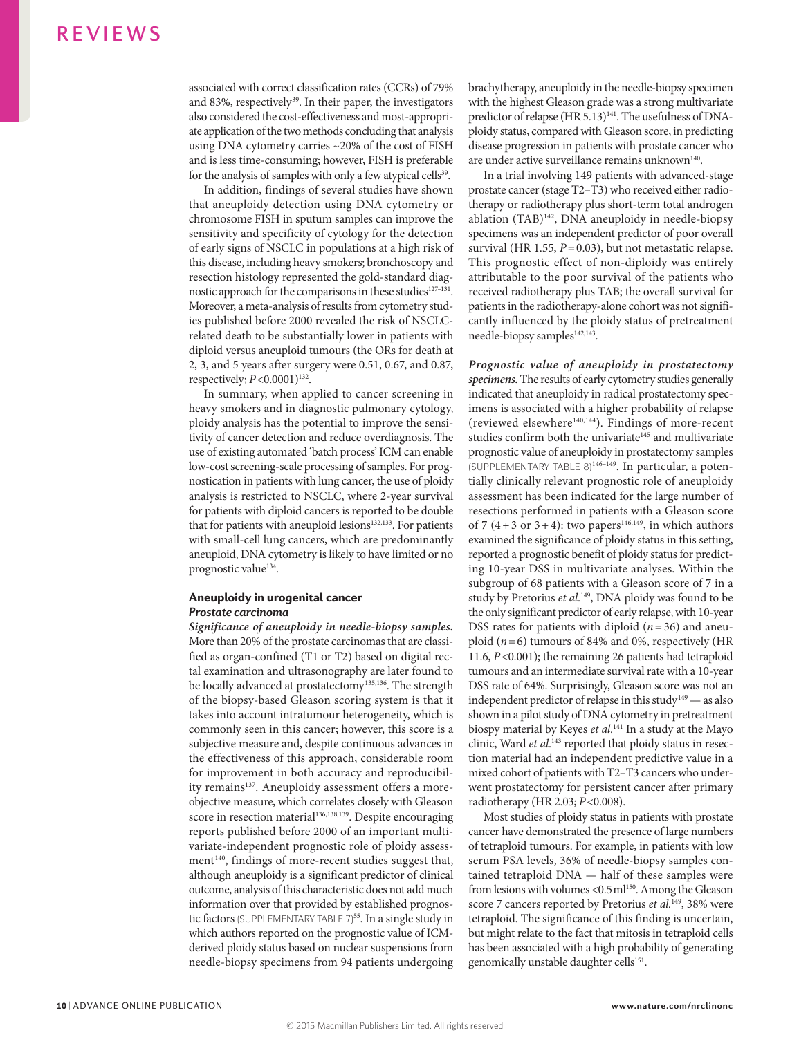associated with correct classification rates (CCRs) of 79% and 83%, respectively[39]. In their paper, the investigators also considered the cost-effectiveness and most-appropriate application of the two methods concluding that analysis using DNA cytometry carries ~20% of the cost of FISH and is less time-consuming; however, FISH is preferable for the analysis of samples with only a few atypical cells[39].

In addition, findings of several studies have shown that aneuploidy detection using DNA cytometry or chromosome FISH in sputum samples can improve the sensitivity and specificity of cytology for the detection of early signs of NSCLC in populations at a high risk of this disease, including heavy smokers; bronchoscopy and resection histology represented the gold-standard diagnostic approach for the comparisons in these studies[127–131]. Moreover, a meta-analysis of results from cytometry studies published before 2000 revealed the risk of NSCLC-related death to be substantially lower in patients with diploid versus aneuploid tumours (the ORs for death at 2, 3, and 5 years after surgery were 0.51, 0.67, and 0.87, respectively; $P<0.0001$)[132].

In summary, when applied to cancer screening in heavy smokers and in diagnostic pulmonary cytology, ploidy analysis has the potential to improve the sensitivity of cancer detection and reduce overdiagnosis. The use of existing automated 'batch process' ICM can enable low-cost screening-scale processing of samples. For prognostication in patients with lung cancer, the use of ploidy analysis is restricted to NSCLC, where 2-year survival for patients with diploid cancers is reported to be double that for patients with aneuploid lesions[132,133]. For patients with small-cell lung cancers, which are predominantly aneuploid, DNA cytometry is likely to have limited or no prognostic value[134].

## Aneuploidy in urogenital cancer

### Prostate carcinoma

***Significance of aneuploidy in needle-biopsy samples.*** More than 20% of the prostate carcinomas that are classified as organ-confined (T1 or T2) based on digital rectal examination and ultrasonography are later found to be locally advanced at prostatectomy[135,136]. The strength of the biopsy-based Gleason scoring system is that it takes into account intratumour heterogeneity, which is commonly seen in this cancer; however, this score is a subjective measure and, despite continuous advances in the effectiveness of this approach, considerable room for improvement in both accuracy and reproducibility remains[137]. Aneuploidy assessment offers a more-objective measure, which correlates closely with Gleason score in resection material[136,138,139]. Despite encouraging reports published before 2000 of an important multivariate-independent prognostic role of ploidy assessment[140], findings of more-recent studies suggest that, although aneuploidy is a significant predictor of clinical outcome, analysis of this characteristic does not add much information over that provided by established prognostic factors (SUPPLEMENTARY TABLE 7)[55]. In a single study in which authors reported on the prognostic value of ICM-derived ploidy status based on nuclear suspensions from needle-biopsy specimens from 94 patients undergoing brachytherapy, aneuploidy in the needle-biopsy specimen with the highest Gleason grade was a strong multivariate predictor of relapse (HR 5.13)[141]. The usefulness of DNA-ploidy status, compared with Gleason score, in predicting disease progression in patients with prostate cancer who are under active surveillance remains unknown[140].

In a trial involving 149 patients with advanced-stage prostate cancer (stage T2–T3) who received either radiotherapy or radiotherapy plus short-term total androgen ablation (TAB)[142], DNA aneuploidy in needle-biopsy specimens was an independent predictor of poor overall survival (HR 1.55, $P=0.03$), but not metastatic relapse. This prognostic effect of non-diploidy was entirely attributable to the poor survival of the patients who received radiotherapy plus TAB; the overall survival for patients in the radiotherapy-alone cohort was not significantly influenced by the ploidy status of pretreatment needle-biopsy samples[142,143].

***Prognostic value of aneuploidy in prostatectomy specimens.*** The results of early cytometry studies generally indicated that aneuploidy in radical prostatectomy specimens is associated with a higher probability of relapse (reviewed elsewhere[140,144]). Findings of more-recent studies confirm both the univariate[145] and multivariate prognostic value of aneuploidy in prostatectomy samples (SUPPLEMENTARY TABLE 8)[146–149]. In particular, a potentially clinically relevant prognostic role of aneuploidy assessment has been indicated for the large number of resections performed in patients with a Gleason score of 7 (4 + 3 or 3 + 4): two papers[146,149], in which authors examined the significance of ploidy status in this setting, reported a prognostic benefit of ploidy status for predicting 10-year DSS in multivariate analyses. Within the subgroup of 68 patients with a Gleason score of 7 in a study by Pretorius *et al.*[149], DNA ploidy was found to be the only significant predictor of early relapse, with 10-year DSS rates for patients with diploid ($n=36$) and aneuploid ($n=6$) tumours of 84% and 0%, respectively (HR 11.6, $P<0.001$); the remaining 26 patients had tetraploid tumours and an intermediate survival rate with a 10-year DSS rate of 64%. Surprisingly, Gleason score was not an independent predictor of relapse in this study[149] — as also shown in a pilot study of DNA cytometry in pretreatment biopsy material by Keyes *et al.*[141] In a study at the Mayo clinic, Ward *et al.*[143] reported that ploidy status in resection material had an independent predictive value in a mixed cohort of patients with T2–T3 cancers who underwent prostatectomy for persistent cancer after primary radiotherapy (HR 2.03; $P<0.008$).

Most studies of ploidy status in patients with prostate cancer have demonstrated the presence of large numbers of tetraploid tumours. For example, in patients with low serum PSA levels, 36% of needle-biopsy samples contained tetraploid DNA — half of these samples were from lesions with volumes <0.5 ml[150]. Among the Gleason score 7 cancers reported by Pretorius *et al.*[149], 38% were tetraploid. The significance of this finding is uncertain, but might relate to the fact that mitosis in tetraploid cells has been associated with a high probability of generating genomically unstable daughter cells[151].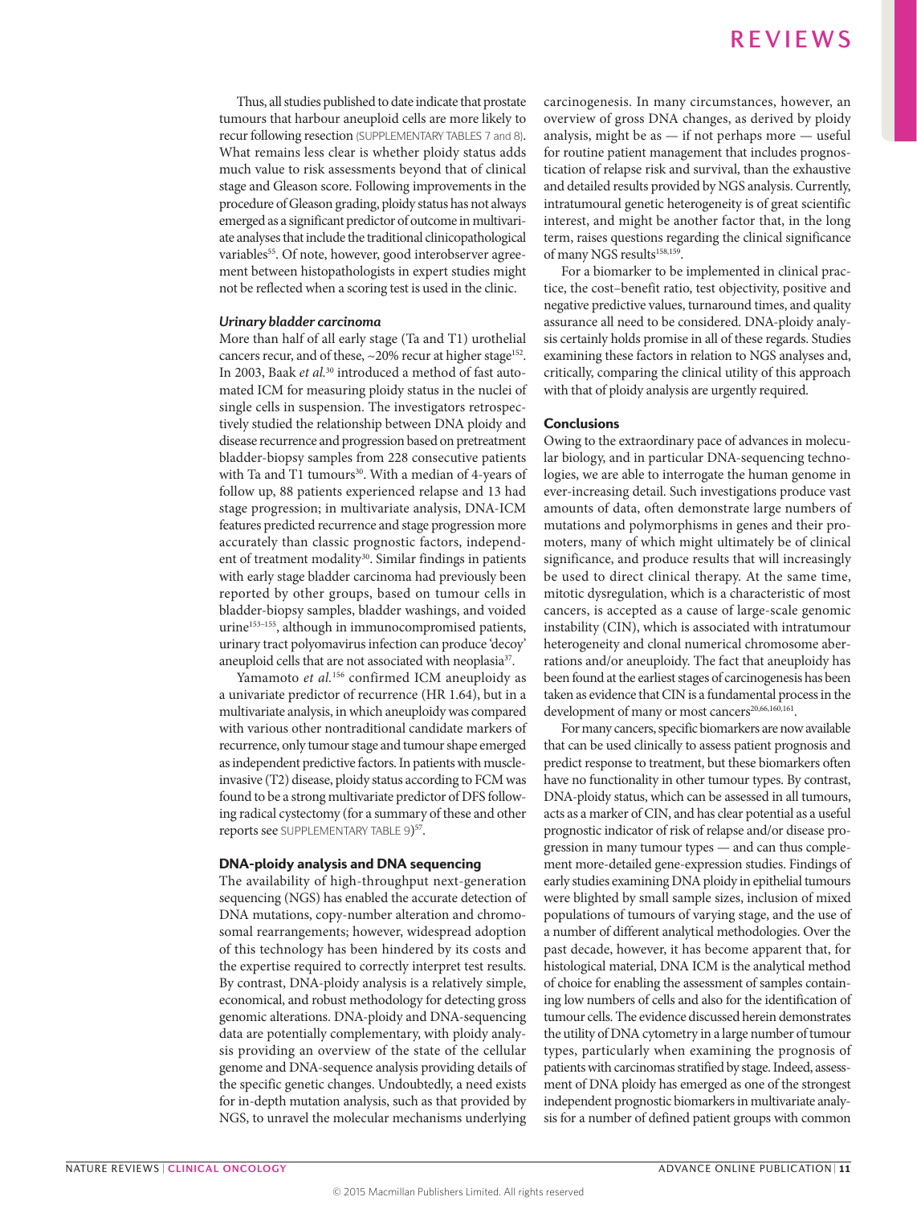Thus, all studies published to date indicate that prostate tumours that harbour aneuploid cells are more likely to recur following resection (SUPPLEMENTARY TABLES 7 and 8). What remains less clear is whether ploidy status adds much value to risk assessments beyond that of clinical stage and Gleason score. Following improvements in the procedure of Gleason grading, ploidy status has not always emerged as a significant predictor of outcome in multivariate analyses that include the traditional clinicopathological variables[55]. Of note, however, good interobserver agreement between histopathologists in expert studies might not be reflected when a scoring test is used in the clinic.

### *Urinary bladder carcinoma*

More than half of all early stage (Ta and T1) urothelial cancers recur, and of these, ~20% recur at higher stage[152]. In 2003, Baak *et al.*[30] introduced a method of fast automated ICM for measuring ploidy status in the nuclei of single cells in suspension. The investigators retrospectively studied the relationship between DNA ploidy and disease recurrence and progression based on pretreatment bladder-biopsy samples from 228 consecutive patients with Ta and T1 tumours[30]. With a median of 4-years of follow up, 88 patients experienced relapse and 13 had stage progression; in multivariate analysis, DNA-ICM features predicted recurrence and stage progression more accurately than classic prognostic factors, independent of treatment modality[30]. Similar findings in patients with early stage bladder carcinoma had previously been reported by other groups, based on tumour cells in bladder-biopsy samples, bladder washings, and voided urine[153–155], although in immunocompromised patients, urinary tract polyomavirus infection can produce 'decoy' aneuploid cells that are not associated with neoplasia[37].

Yamamoto *et al.*[156] confirmed ICM aneuploidy as a univariate predictor of recurrence (HR 1.64), but in a multivariate analysis, in which aneuploidy was compared with various other nontraditional candidate markers of recurrence, only tumour stage and tumour shape emerged as independent predictive factors. In patients with muscle-invasive (T2) disease, ploidy status according to FCM was found to be a strong multivariate predictor of DFS following radical cystectomy (for a summary of these and other reports see SUPPLEMENTARY TABLE 9)[57].

## DNA-ploidy analysis and DNA sequencing

The availability of high-throughput next-generation sequencing (NGS) has enabled the accurate detection of DNA mutations, copy-number alteration and chromosomal rearrangements; however, widespread adoption of this technology has been hindered by its costs and the expertise required to correctly interpret test results. By contrast, DNA-ploidy analysis is a relatively simple, economical, and robust methodology for detecting gross genomic alterations. DNA-ploidy and DNA-sequencing data are potentially complementary, with ploidy analysis providing an overview of the state of the cellular genome and DNA-sequence analysis providing details of the specific genetic changes. Undoubtedly, a need exists for in-depth mutation analysis, such as that provided by NGS, to unravel the molecular mechanisms underlying carcinogenesis. In many circumstances, however, an overview of gross DNA changes, as derived by ploidy analysis, might be as — if not perhaps more — useful for routine patient management that includes prognostication of relapse risk and survival, than the exhaustive and detailed results provided by NGS analysis. Currently, intratumoural genetic heterogeneity is of great scientific interest, and might be another factor that, in the long term, raises questions regarding the clinical significance of many NGS results[158,159].

For a biomarker to be implemented in clinical practice, the cost–benefit ratio, test objectivity, positive and negative predictive values, turnaround times, and quality assurance all need to be considered. DNA-ploidy analysis certainly holds promise in all of these regards. Studies examining these factors in relation to NGS analyses and, critically, comparing the clinical utility of this approach with that of ploidy analysis are urgently required.

## Conclusions

Owing to the extraordinary pace of advances in molecular biology, and in particular DNA-sequencing technologies, we are able to interrogate the human genome in ever-increasing detail. Such investigations produce vast amounts of data, often demonstrate large numbers of mutations and polymorphisms in genes and their promoters, many of which might ultimately be of clinical significance, and produce results that will increasingly be used to direct clinical therapy. At the same time, mitotic dysregulation, which is a characteristic of most cancers, is accepted as a cause of large-scale genomic instability (CIN), which is associated with intratumour heterogeneity and clonal numerical chromosome aberrations and/or aneuploidy. The fact that aneuploidy has been found at the earliest stages of carcinogenesis has been taken as evidence that CIN is a fundamental process in the development of many or most cancers[20,66,160,161].

For many cancers, specific biomarkers are now available that can be used clinically to assess patient prognosis and predict response to treatment, but these biomarkers often have no functionality in other tumour types. By contrast, DNA-ploidy status, which can be assessed in all tumours, acts as a marker of CIN, and has clear potential as a useful prognostic indicator of risk of relapse and/or disease progression in many tumour types — and can thus complement more-detailed gene-expression studies. Findings of early studies examining DNA ploidy in epithelial tumours were blighted by small sample sizes, inclusion of mixed populations of tumours of varying stage, and the use of a number of different analytical methodologies. Over the past decade, however, it has become apparent that, for histological material, DNA ICM is the analytical method of choice for enabling the assessment of samples containing low numbers of cells and also for the identification of tumour cells. The evidence discussed herein demonstrates the utility of DNA cytometry in a large number of tumour types, particularly when examining the prognosis of patients with carcinomas stratified by stage. Indeed, assessment of DNA ploidy has emerged as one of the strongest independent prognostic biomarkers in multivariate analysis for a number of defined patient groups with common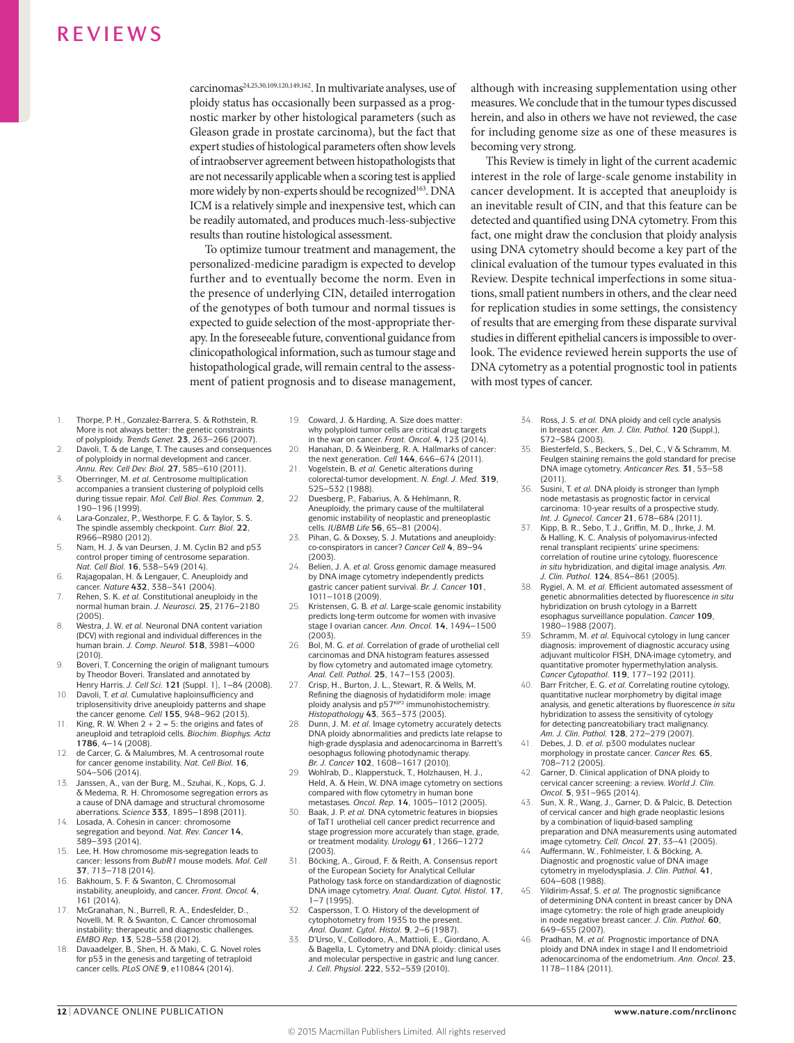carcinomas[24,25,30,109,120,149,162]. In multivariate analyses, use of ploidy status has occasionally been surpassed as a prognostic marker by other histological parameters (such as Gleason grade in prostate carcinoma), but the fact that expert studies of histological parameters often show levels of intraobserver agreement between histopathologists that are not necessarily applicable when a scoring test is applied more widely by non-experts should be recognized[163]. DNA ICM is a relatively simple and inexpensive test, which can be readily automated, and produces much-less-subjective results than routine histological assessment.

To optimize tumour treatment and management, the personalized-medicine paradigm is expected to develop further and to eventually become the norm. Even in the presence of underlying CIN, detailed interrogation of the genotypes of both tumour and normal tissues is expected to guide selection of the most-appropriate therapy. In the foreseeable future, conventional guidance from clinicopathological information, such as tumour stage and histopathological grade, will remain central to the assessment of patient prognosis and to disease management, although with increasing supplementation using other measures. We conclude that in the tumour types discussed herein, and also in others we have not reviewed, the case for including genome size as one of these measures is becoming very strong.

This Review is timely in light of the current academic interest in the role of large-scale genome instability in cancer development. It is accepted that aneuploidy is an inevitable result of CIN, and that this feature can be detected and quantified using DNA cytometry. From this fact, one might draw the conclusion that ploidy analysis using DNA cytometry should become a key part of the clinical evaluation of the tumour types evaluated in this Review. Despite technical imperfections in some situations, small patient numbers in others, and the clear need for replication studies in some settings, the consistency of results that are emerging from these disparate survival studies in different epithelial cancers is impossible to overlook. The evidence reviewed herein supports the use of DNA cytometry as a potential prognostic tool in patients with most types of cancer.

1. Thorpe, P. H., Gonzalez-Barrera, S. & Rothstein, R. More is not always better: the genetic constraints of polyploidy. *Trends Genet.* **23**, 263–266 (2007).
2. Davoli, T. & de Lange, T. The causes and consequences of polyploidy in normal development and cancer. *Annu. Rev. Cell Dev. Biol.* **27**, 585–610 (2011).
3. Oberringer, M. *et al.* Centrosome multiplication accompanies a transient clustering of polyploid cells during tissue repair. *Mol. Cell Biol. Res. Commun.* **2**, 190–196 (1999).
4. Lara-Gonzalez, P., Westhorpe, F. G. & Taylor, S. S. The spindle assembly checkpoint. *Curr. Biol.* **22**, R966–R980 (2012).
5. Nam, H. J. & van Deursen, J. M. Cyclin B2 and p53 control proper timing of centrosome separation. *Nat. Cell Biol.* **16**, 538–549 (2014).
6. Rajagopalan, H. & Lengauer, C. Aneuploidy and cancer. *Nature* **432**, 338–341 (2004).
7. Rehen, S. K. *et al.* Constitutional aneuploidy in the normal human brain. *J. Neurosci.* **25**, 2176–2180 (2005).
8. Westra, J. W. *et al.* Neuronal DNA content variation (DCV) with regional and individual differences in the human brain. *J. Comp. Neurol.* **518**, 3981–4000 (2010).
9. Boveri, T. Concerning the origin of malignant tumours by Theodor Boveri. Translated and annotated by Henry Harris. *J. Cell Sci.* **121** (Suppl. 1), 1–84 (2008).
10. Davoli, T. *et al.* Cumulative haploinsufficiency and triplosensitivity drive aneuploidy patterns and shape the cancer genome. *Cell* **155**, 948–962 (2013).
11. King, R. W. When 2 + 2 = 5: the origins and fates of aneuploid and tetraploid cells. *Biochim. Biophys. Acta* **1786**, 4–14 (2008).
12. de Carcer, G. & Malumbres, M. A centrosomal route for cancer genome instability. *Nat. Cell Biol.* **16**, 504–506 (2014).
13. Janssen, A., van der Burg, M., Szuhai, K., Kops, G. J. & Medema, R. H. Chromosome segregation errors as a cause of DNA damage and structural chromosome aberrations. *Science* **333**, 1895–1898 (2011).
14. Losada, A. Cohesin in cancer: chromosome segregation and beyond. *Nat. Rev. Cancer* **14**, 389–393 (2014).
15. Lee, H. How chromosome mis-segregation leads to cancer: lessons from *BubR1* mouse models. *Mol. Cell* **37**, 713–718 (2014).
16. Bakhoum, S. F. & Swanton, C. Chromosomal instability, aneuploidy, and cancer. *Front. Oncol.* **4**, 161 (2014).
17. McGranahan, N., Burrell, R. A., Endesfelder, D., Novelli, M. R. & Swanton, C. Cancer chromosomal instability: therapeutic and diagnostic challenges. *EMBO Rep.* **13**, 528–538 (2012).
18. Davaadelger, B., Shen, H. & Maki, C. G. Novel roles for p53 in the genesis and targeting of tetraploid cancer cells. *PLoS ONE* **9**, e110844 (2014).
19. Coward, J. & Harding, A. Size does matter: why polyploid tumor cells are critical drug targets in the war on cancer. *Front. Oncol.* **4**, 123 (2014).
20. Hanahan, D. & Weinberg, R. A. Hallmarks of cancer: the next generation. *Cell* **144**, 646–674 (2011).
21. Vogelstein, B. *et al.* Genetic alterations during colorectal-tumor development. *N. Engl. J. Med.* **319**, 525–532 (1988).
22. Duesberg, P., Fabarius, A. & Hehlmann, R. Aneuploidy, the primary cause of the multilateral genomic instability of neoplastic and preneoplastic cells. *IUBMB Life* **56**, 65–81 (2004).
23. Pihan, G. & Doxsey, S. J. Mutations and aneuploidy: co-conspirators in cancer? *Cancer Cell* **4**, 89–94 (2003).
24. Belien, J. A. *et al.* Gross genomic damage measured by DNA image cytometry independently predicts gastric cancer patient survival. *Br. J. Cancer* **101**, 1011–1018 (2009).
25. Kristensen, G. B. *et al.* Large-scale genomic instability predicts long-term outcome for women with invasive stage I ovarian cancer. *Ann. Oncol.* **14**, 1494–1500 (2003).
26. Bol, M. G. *et al.* Correlation of grade of urothelial cell carcinomas and DNA histogram features assessed by flow cytometry and automated image cytometry. *Anal. Cell. Pathol.* **25**, 147–153 (2003).
27. Crisp, H., Burton, J. L., Stewart, R. & Wells, M. Refining the diagnosis of hydatidiform mole: image ploidy analysis and p57[KIP2] immunohistochemistry. *Histopathology* **43**, 363–373 (2003).
28. Dunn, J. M. *et al.* Image cytometry accurately detects DNA ploidy abnormalities and predicts late relapse to high-grade dysplasia and adenocarcinoma in Barrett's oesophagus following photodynamic therapy. *Br. J. Cancer* **102**, 1608–1617 (2010).
29. Wohlrab, D., Klapperstuck, T., Holzhausen, H. J., Held, A. & Hein, W. DNA image cytometry on sections compared with flow cytometry in human bone metastases. *Oncol. Rep.* **14**, 1005–1012 (2005).
30. Baak, J. P. *et al.* DNA cytometric features in biopsies of TaT1 urothelial cell cancer predict recurrence and stage progression more accurately than stage, grade, or treatment modality. *Urology* **61**, 1266–1272 (2003).
31. Böcking, A., Giroud, F. & Reith, A. Consensus report of the European Society for Analytical Cellular Pathology task force on standardization of diagnostic DNA image cytometry. *Anal. Quant. Cytol. Histol.* **17**, 1–7 (1995).
32. Caspersson, T. O. History of the development of cytophotometry from 1935 to the present. *Anal. Quant. Cytol. Histol.* **9**, 2–6 (1987).
33. D'Urso, V., Collodoro, A., Mattioli, E., Giordano, A. & Bagella, L. Cytometry and DNA ploidy: clinical uses and molecular perspective in gastric and lung cancer. *J. Cell. Physiol.* **222**, 532–539 (2010).
34. Ross, J. S. *et al.* DNA ploidy and cell cycle analysis in breast cancer. *Am. J. Clin. Pathol.* **120** (Suppl.), S72–S84 (2003).
35. Biesterfeld, S., Beckers, S., Del, C., V & Schramm, M. Feulgen staining remains the gold standard for precise DNA image cytometry. *Anticancer Res.* **31**, 53–58 (2011).
36. Susini, T. *et al.* DNA ploidy is stronger than lymph node metastasis as prognostic factor in cervical carcinoma: 10-year results of a prospective study. *Int. J. Gynecol. Cancer* **21**, 678–684 (2011).
37. Kipp, B. R., Sebo, T. J., Griffin, M. D., Ihrke, J. M. & Halling, K. C. Analysis of polyomavirus-infected renal transplant recipients' urine specimens: correlation of routine urine cytology, fluorescence *in situ* hybridization, and digital image analysis. *Am. J. Clin. Pathol.* **124**, 854–861 (2005).
38. Rygiel, A. M. *et al.* Efficient automated assessment of genetic abnormalities detected by fluorescence *in situ* hybridization on brush cytology in a Barrett esophagus surveillance population. *Cancer* **109**, 1980–1988 (2007).
39. Schramm, M. *et al.* Equivocal cytology in lung cancer diagnosis: improvement of diagnostic accuracy using adjuvant multicolor FISH, DNA-image cytometry, and quantitative promoter hypermethylation analysis. *Cancer Cytopathol.* **119**, 177–192 (2011).
40. Barr Fritcher, E. G. *et al.* Correlating routine cytology, quantitative nuclear morphometry by digital image analysis, and genetic alterations by fluorescence *in situ* hybridization to assess the sensitivity of cytology for detecting pancreatobiliary tract malignancy. *Am. J. Clin. Pathol.* **128**, 272–279 (2007).
41. Debes, J. D. *et al.* p300 modulates nuclear morphology in prostate cancer. *Cancer Res.* **65**, 708–712 (2005).
42. Garner, D. Clinical application of DNA ploidy to cervical cancer screening: a review. *World J. Clin. Oncol.* **5**, 931–965 (2014).
43. Sun, X. R., Wang, J., Garner, D. & Palcic, B. Detection of cervical cancer and high grade neoplastic lesions by a combination of liquid-based sampling preparation and DNA measurements using automated image cytometry. *Cell. Oncol.* **27**, 33–41 (2005).
44. Auffermann, W., Fohlmeister, I. & Böcking, A. Diagnostic and prognostic value of DNA image cytometry in myelodysplasia. *J. Clin. Pathol.* **41**, 604–608 (1988).
45. Yildirim-Assaf, S. *et al.* The prognostic significance of determining DNA content in breast cancer by DNA image cytometry: the role of high grade aneuploidy in node negative breast cancer. *J. Clin. Pathol.* **60**, 649–655 (2007).
46. Pradhan, M. *et al.* Prognostic importance of DNA ploidy and DNA index in stage I and II endometrioid adenocarcinoma of the endometrium. *Ann. Oncol.* **23**, 1178–1184 (2011).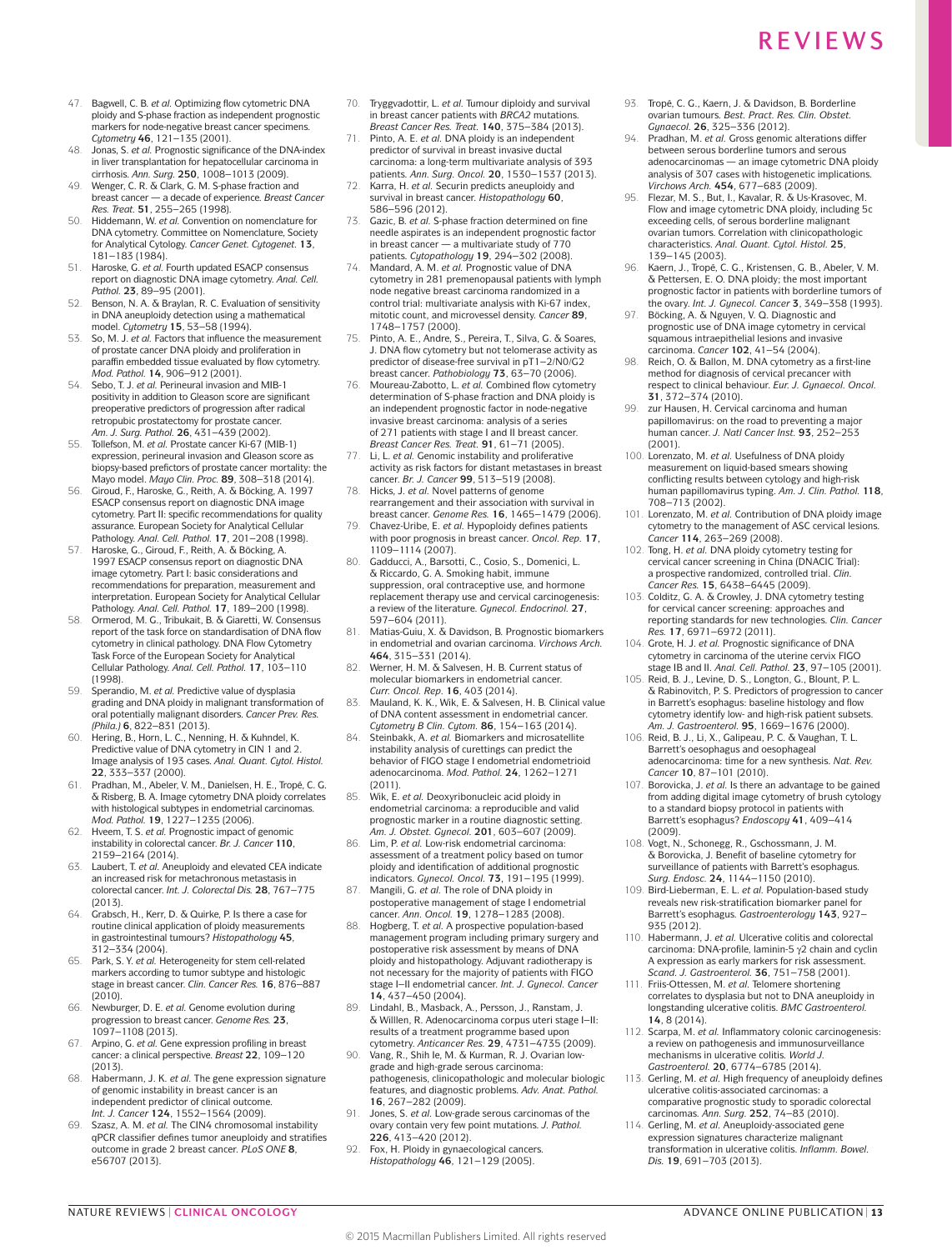47. Bagwell, C. B. *et al.* Optimizing flow cytometric DNA ploidy and S-phase fraction as independent prognostic markers for node-negative breast cancer specimens. *Cytometry* **46**, 121–135 (2001).
48. Jonas, S. *et al.* Prognostic significance of the DNA-index in liver transplantation for hepatocellular carcinoma in cirrhosis. *Ann. Surg.* **250**, 1008–1013 (2009).
49. Wenger, C. R. & Clark, G. M. S-phase fraction and breast cancer — a decade of experience. *Breast Cancer Res. Treat.* **51**, 255–265 (1998).
50. Hiddemann, W. *et al.* Convention on nomenclature for DNA cytometry. Committee on Nomenclature, Society for Analytical Cytology. *Cancer Genet. Cytogenet.* **13**, 181–183 (1984).
51. Haroske, G. *et al.* Fourth updated ESACP consensus report on diagnostic DNA image cytometry. *Anal. Cell. Pathol.* **23**, 89–95 (2001).
52. Benson, N. A. & Braylan, R. C. Evaluation of sensitivity in DNA aneuploidy detection using a mathematical model. *Cytometry* **15**, 53–58 (1994).
53. So, M. J. *et al.* Factors that influence the measurement of prostate cancer DNA ploidy and proliferation in paraffin embedded tissue evaluated by flow cytometry. *Mod. Pathol.* **14**, 906–912 (2001).
54. Sebo, T. J. *et al.* Perineural invasion and MIB-1 positivity in addition to Gleason score are significant preoperative predictors of progression after radical retropubic prostatectomy for prostate cancer. *Am. J. Surg. Pathol.* **26**, 431–439 (2002).
55. Tollefson, M. *et al.* Prostate cancer Ki-67 (MIB-1) expression, perineural invasion and Gleason score as biopsy-based prefictors of prostate cancer mortality: the Mayo model. *Mayo Clin. Proc.* **89**, 308–318 (2014).
56. Giroud, F., Haroske, G., Reith, A. & Böcking, A. 1997 ESACP consensus report on diagnostic DNA image cytometry. Part II: specific recommendations for quality assurance. European Society for Analytical Cellular Pathology. *Anal. Cell. Pathol.* **17**, 201–208 (1998).
57. Haroske, G., Giroud, F., Reith, A. & Böcking, A. 1997 ESACP consensus report on diagnostic DNA image cytometry. Part I: basic considerations and recommendations for preparation, measurement and interpretation. European Society for Analytical Cellular Pathology. *Anal. Cell. Pathol.* **17**, 189–200 (1998).
58. Ormerod, M. G., Tribukait, B. & Giaretti, W. Consensus report of the task force on standardisation of DNA flow cytometry in clinical pathology. DNA Flow Cytometry Task Force of the European Society for Analytical Cellular Pathology. *Anal. Cell. Pathol.* **17**, 103–110 (1998).
59. Sperandio, M. *et al.* Predictive value of dysplasia grading and DNA ploidy in malignant transformation of oral potentially malignant disorders. *Cancer Prev. Res. (Phila.)* **6**, 822–831 (2013).
60. Hering, B., Horn, L. C., Nenning, H. & Kuhndel, K. Predictive value of DNA cytometry in CIN 1 and 2. Image analysis of 193 cases. *Anal. Quant. Cytol. Histol.* **22**, 333–337 (2000).
61. Pradhan, M., Abeler, V. M., Danielsen, H. E., Tropé, C. G. & Risberg, B. A. Image cytometry DNA ploidy correlates with histological subtypes in endometrial carcinomas. *Mod. Pathol.* **19**, 1227–1235 (2006).
62. Hveem, T. S. *et al.* Prognostic impact of genomic instability in colorectal cancer. *Br. J. Cancer* **110**, 2159–2164 (2014).
63. Laubert, T. *et al.* Aneuploidy and elevated CEA indicate an increased risk for metachronous metastasis in colorectal cancer. *Int. J. Colorectal Dis.* **28**, 767–775 (2013).
64. Grabsch, H., Kerr, D. & Quirke, P. Is there a case for routine clinical application of ploidy measurements in gastrointestinal tumours? *Histopathology* **45**, 312–334 (2004).
65. Park, S. Y. *et al.* Heterogeneity for stem cell-related markers according to tumor subtype and histologic stage in breast cancer. *Clin. Cancer Res.* **16**, 876–887 (2010).
66. Newburger, D. E. *et al.* Genome evolution during progression to breast cancer. *Genome Res.* **23**, 1097–1108 (2013).
67. Arpino, G. *et al.* Gene expression profiling in breast cancer: a clinical perspective. *Breast* **22**, 109–120 (2013).
68. Habermann, J. K. *et al.* The gene expression signature of genomic instability in breast cancer is an independent predictor of clinical outcome. *Int. J. Cancer* **124**, 1552–1564 (2009).
69. Szasz, A. M. *et al.* The CIN4 chromosomal instability qPCR classifier defines tumor aneuploidy and stratifies outcome in grade 2 breast cancer. *PLoS ONE* **8**, e56707 (2013).
70. Tryggvadottir, L. *et al.* Tumour diploidy and survival in breast cancer patients with *BRCA2* mutations. *Breast Cancer Res. Treat.* **140**, 375–384 (2013).
71. Pinto, A. E. *et al.* DNA ploidy is an independent predictor of survival in breast invasive ductal carcinoma: a long-term multivariate analysis of 393 patients. *Ann. Surg. Oncol.* **20**, 1530–1537 (2013).
72. Karra, H. *et al.* Securin predicts aneuploidy and survival in breast cancer. *Histopathology* **60**, 586–596 (2012).
73. Gazic, B. *et al.* S-phase fraction determined on fine needle aspirates is an independent prognostic factor in breast cancer — a multivariate study of 770 patients. *Cytopathology* **19**, 294–302 (2008).
74. Mandard, A. M. *et al.* Prognostic value of DNA cytometry in 281 premenopausal patients with lymph node negative breast carcinoma randomized in a control trial: multivariate analysis with Ki-67 index, mitotic count, and microvessel density. *Cancer* **89**, 1748–1757 (2000).
75. Pinto, A. E., Andre, S., Pereira, T., Silva, G. & Soares, J. DNA flow cytometry but not telomerase activity as predictor of disease-free survival in pT1–2/N0/G2 breast cancer. *Pathobiology* **73**, 63–70 (2006).
76. Moureau-Zabotto, L. *et al.* Combined flow cytometry determination of S-phase fraction and DNA ploidy is an independent prognostic factor in node-negative invasive breast carcinoma: analysis of a series of 271 patients with stage I and II breast cancer. *Breast Cancer Res. Treat.* **91**, 61–71 (2005).
77. Li, L. *et al.* Genomic instability and proliferative activity as risk factors for distant metastases in breast cancer. *Br. J. Cancer* **99**, 513–519 (2008).
78. Hicks, J. *et al.* Novel patterns of genome rearrangement and their association with survival in breast cancer. *Genome Res.* **16**, 1465–1479 (2006).
79. Chavez-Uribe, E. *et al.* Hypoploidy defines patients with poor prognosis in breast cancer. *Oncol. Rep.* **17**, 1109–1114 (2007).
80. Gadducci, A., Barsotti, C., Cosio, S., Domenici, L. & Riccardo, G. A. Smoking habit, immune suppression, oral contraceptive use, and hormone replacement therapy use and cervical carcinogenesis: a review of the literature. *Gynecol. Endocrinol.* **27**, 597–604 (2011).
81. Matias-Guiu, X. & Davidson, B. Prognostic biomarkers in endometrial and ovarian carcinoma. *Virchows Arch.* **464**, 315–331 (2014).
82. Werner, H. M. & Salvesen, H. B. Current status of molecular biomarkers in endometrial cancer. *Curr. Oncol. Rep.* **16**, 403 (2014).
83. Mauland, K. K., Wik, E. & Salvesen, H. B. Clinical value of DNA content assessment in endometrial cancer. *Cytometry B Clin. Cytom.* **86**, 154–163 (2014).
84. Steinbakk, A. *et al.* Biomarkers and microsatellite instability analysis of curettings can predict the behavior of FIGO stage I endometrial endometrioid adenocarcinoma. *Mod. Pathol.* **24**, 1262–1271 (2011).
85. Wik, E. *et al.* Deoxyribonucleic acid ploidy in endometrial carcinoma: a reproducible and valid prognostic marker in a routine diagnostic setting. *Am. J. Obstet. Gynecol.* **201**, 603–607 (2009).
86. Lim, P. *et al.* Low-risk endometrial carcinoma: assessment of a treatment policy based on tumor ploidy and identification of additional prognostic indicators. *Gynecol. Oncol.* **73**, 191–195 (1999).
87. Mangili, G. *et al.* The role of DNA ploidy in postoperative management of stage I endometrial cancer. *Ann. Oncol.* **19**, 1278–1283 (2008).
88. Hogberg, T. *et al.* A prospective population-based management program including primary surgery and postoperative risk assessment by means of DNA ploidy and histopathology. Adjuvant radiotherapy is not necessary for the majority of patients with FIGO stage I–II endometrial cancer. *Int. J. Gynecol. Cancer* **14**, 437–450 (2004).
89. Lindahl, B., Masback, A., Persson, J., Ranstam, J. & Willlen, R. Adenocarcinoma corpus uteri stage I–II: results of a treatment programme based upon cytometry. *Anticancer Res.* **29**, 4731–4735 (2009).
90. Vang, R., Shih Ie, M. & Kurman, R. J. Ovarian low-grade and high-grade serous carcinoma: pathogenesis, clinicopathologic and molecular biologic features, and diagnostic problems. *Adv. Anat. Pathol.* **16**, 267–282 (2009).
91. Jones, S. *et al.* Low-grade serous carcinomas of the ovary contain very few point mutations. *J. Pathol.* **226**, 413–420 (2012).
92. Fox, H. Ploidy in gynaecological cancers. *Histopathology* **46**, 121–129 (2005).
93. Tropé, C. G., Kaern, J. & Davidson, B. Borderline ovarian tumours. *Best. Pract. Res. Clin. Obstet. Gynaecol.* **26**, 325–336 (2012).
94. Pradhan, M. *et al.* Gross genomic alterations differ between serous borderline tumors and serous adenocarcinomas — an image cytometric DNA ploidy analysis of 307 cases with histogenetic implications. *Virchows Arch.* **454**, 677–683 (2009).
95. Flezar, M. S., But, I., Kavalar, R. & Us-Krasovec, M. Flow and image cytometric DNA ploidy, including 5c exceeding cells, of serous borderline malignant ovarian tumors. Correlation with clinicopathologic characteristics. *Anal. Quant. Cytol. Histol.* **25**, 139–145 (2003).
96. Kaern, J., Tropé, C. G., Kristensen, G. B., Abeler, V. M. & Pettersen, E. O. DNA ploidy; the most important prognostic factor in patients with borderline tumors of the ovary. *Int. J. Gynecol. Cancer* **3**, 349–358 (1993).
97. Böcking, A. & Nguyen, V. Q. Diagnostic and prognostic use of DNA image cytometry in cervical squamous intraepithelial lesions and invasive carcinoma. *Cancer* **102**, 41–54 (2004).
98. Reich, O. & Ballon, M. DNA cytometry as a first-line method for diagnosis of cervical precancer with respect to clinical behaviour. *Eur. J. Gynaecol. Oncol.* **31**, 372–374 (2010).
99. zur Hausen, H. Cervical carcinoma and human papillomavirus: on the road to preventing a major human cancer. *J. Natl Cancer Inst.* **93**, 252–253 (2001).
100. Lorenzato, M. *et al.* Usefulness of DNA ploidy measurement on liquid-based smears showing conflicting results between cytology and high-risk human papillomavirus typing. *Am. J. Clin. Pathol.* **118**, 708–713 (2002).
101. Lorenzato, M. *et al.* Contribution of DNA ploidy image cytometry to the management of ASC cervical lesions. *Cancer* **114**, 263–269 (2008).
102. Tong, H. *et al.* DNA ploidy cytometry testing for cervical cancer screening in China (DNACIC Trial): a prospective randomized, controlled trial. *Clin. Cancer Res.* **15**, 6438–6445 (2009).
103. Colditz, G. A. & Crowley, J. DNA cytometry testing for cervical cancer screening: approaches and reporting standards for new technologies. *Clin. Cancer Res.* **17**, 6971–6972 (2011).
104. Grote, H. J. *et al.* Prognostic significance of DNA cytometry in carcinoma of the uterine cervix FIGO stage IB and II. *Anal. Cell. Pathol.* **23**, 97–105 (2001).
105. Reid, B. J., Levine, D. S., Longton, G., Blount, P. L. & Rabinovitch, P. S. Predictors of progression to cancer in Barrett's esophagus: baseline histology and flow cytometry identify low- and high-risk patient subsets. *Am. J. Gastroenterol.* **95**, 1669–1676 (2000).
106. Reid, B. J., Li, X., Galipeau, P. C. & Vaughan, T. L. Barrett's oesophagus and oesophageal adenocarcinoma: time for a new synthesis. *Nat. Rev. Cancer* **10**, 87–101 (2010).
107. Borovicka, J. *et al.* Is there an advantage to be gained from adding digital image cytometry of brush cytology to a standard biopsy protocol in patients with Barrett's esophagus? *Endoscopy* **41**, 409–414 (2009).
108. Vogt, N., Schonegg, R., Gschossmann, J. M. & Borovicka, J. Benefit of baseline cytometry for surveillance of patients with Barrett's esophagus. *Surg. Endosc.* **24**, 1144–1150 (2010).
109. Bird-Lieberman, E. L. *et al.* Population-based study reveals new risk-stratification biomarker panel for Barrett's esophagus. *Gastroenterology* **143**, 927–935 (2012).
110. Habermann, J. *et al.* Ulcerative colitis and colorectal carcinoma: DNA-profile, laminin-5 γ2 chain and cyclin A expression as early markers for risk assessment. *Scand. J. Gastroenterol.* **36**, 751–758 (2001).
111. Friis-Ottessen, M. *et al.* Telomere shortening correlates to dysplasia but not to DNA aneuploidy in longstanding ulcerative colitis. *BMC Gastroenterol.* **14**, 8 (2014).
112. Scarpa, M. *et al.* Inflammatory colonic carcinogenesis: a review on pathogenesis and immunosurveillance mechanisms in ulcerative colitis. *World J. Gastroenterol.* **20**, 6774–6785 (2014).
113. Gerling, M. *et al.* High frequency of aneuploidy defines ulcerative colitis-associated carcinomas: a comparative prognostic study to sporadic colorectal carcinomas. *Ann. Surg.* **252**, 74–83 (2010).
114. Gerling, M. *et al.* Aneuploidy-associated gene expression signatures characterize malignant transformation in ulcerative colitis. *Inflamm. Bowel. Dis.* **19**, 691–703 (2013).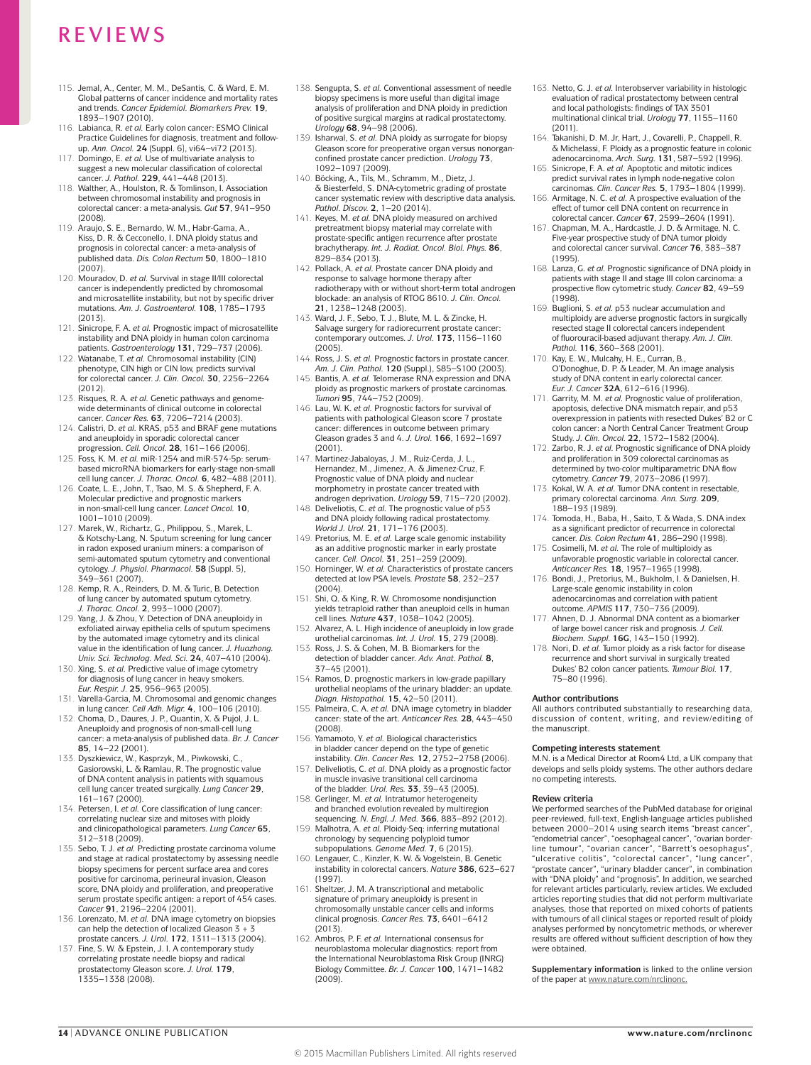115. Jemal, A., Center, M. M., DeSantis, C. & Ward, E. M. Global patterns of cancer incidence and mortality rates and trends. *Cancer Epidemiol. Biomarkers Prev.* **19**, 1893–1907 (2010).
116. Labianca, R. *et al.* Early colon cancer: ESMO Clinical Practice Guidelines for diagnosis, treatment and follow-up. *Ann. Oncol.* **24** (Suppl. 6), vi64–vi72 (2013).
117. Domingo, E. *et al.* Use of multivariate analysis to suggest a new molecular classification of colorectal cancer. *J. Pathol.* **229**, 441–448 (2013).
118. Walther, A., Houlston, R. & Tomlinson, I. Association between chromosomal instability and prognosis in colorectal cancer: a meta-analysis. *Gut* **57**, 941–950 (2008).
119. Araujo, S. E., Bernardo, W. M., Habr-Gama, A., Kiss, D. R. & Cecconello, I. DNA ploidy status and prognosis in colorectal cancer: a meta-analysis of published data. *Dis. Colon Rectum* **50**, 1800–1810 (2007).
120. Mouradov, D. *et al.* Survival in stage II/III colorectal cancer is independently predicted by chromosomal and microsatellite instability, but not by specific driver mutations. *Am. J. Gastroenterol.* **108**, 1785–1793 (2013).
121. Sinicrope, F. A. *et al.* Prognostic impact of microsatellite instability and DNA ploidy in human colon carcinoma patients. *Gastroenterology* **131**, 729–737 (2006).
122. Watanabe, T. *et al.* Chromosomal instability (CIN) phenotype, CIN high or CIN low, predicts survival for colorectal cancer. *J. Clin. Oncol.* **30**, 2256–2264 (2012).
123. Risques, R. A. *et al.* Genetic pathways and genome-wide determinants of clinical outcome in colorectal cancer. *Cancer Res.* **63**, 7206–7214 (2003).
124. Calistri, D. *et al.* KRAS, p53 and BRAF gene mutations and aneuploidy in sporadic colorectal cancer progression. *Cell. Oncol.* **28**, 161–166 (2006).
125. Foss, K. M. *et al.* miR-1254 and miR-574-5p: serum-based microRNA biomarkers for early-stage non-small cell lung cancer. *J. Thorac. Oncol.* **6**, 482–488 (2011).
126. Coate, L. E., John, T., Tsao, M. S. & Shepherd, F. A. Molecular predictive and prognostic markers in non-small-cell lung cancer. *Lancet Oncol.* **10**, 1001–1010 (2009).
127. Marek, W., Richartz, G., Philippou, S., Marek, L. & Kotschy-Lang, N. Sputum screening for lung cancer in radon exposed uranium miners: a comparison of semi-automated sputum cytometry and conventional cytology. *J. Physiol. Pharmacol.* **58** (Suppl. 5), 349–361 (2007).
128. Kemp, R. A., Reinders, D. M. & Turic, B. Detection of lung cancer by automated sputum cytometry. *J. Thorac. Oncol.* **2**, 993–1000 (2007).
129. Yang, J. & Zhou, Y. Detection of DNA aneuploidy in exfoliated airway epithelia cells of sputum specimens by the automated image cytometry and its clinical value in the identification of lung cancer. *J. Huazhong. Univ. Sci. Technolog. Med. Sci.* **24**, 407–410 (2004).
130. Xing, S. *et al.* Predictive value of image cytometry for diagnosis of lung cancer in heavy smokers. *Eur. Respir. J.* **25**, 956–963 (2005).
131. Varella-Garcia, M. Chromosomal and genomic changes in lung cancer. *Cell Adh. Migr.* **4**, 100–106 (2010).
132. Choma, D., Daures, J. P., Quantin, X. & Pujol, J. L. Aneuploidy and prognosis of non-small-cell lung cancer: a meta-analysis of published data. *Br. J. Cancer* **85**, 14–22 (2001).
133. Dyszkiewicz, W., Kasprzyk, M., Piwkowski, C., Gasiorowski, L. & Ramlau, R. The prognostic value of DNA content analysis in patients with squamous cell lung cancer treated surgically. *Lung Cancer* **29**, 161–167 (2000).
134. Petersen, I. *et al.* Core classification of lung cancer: correlating nuclear size and mitoses with ploidy and clinicopathological parameters. *Lung Cancer* **65**, 312–318 (2009).
135. Sebo, T. J. *et al.* Predicting prostate carcinoma volume and stage at radical prostatectomy by assessing needle biopsy specimens for percent surface area and cores positive for carcinoma, perineural invasion, Gleason score, DNA ploidy and proliferation, and preoperative serum prostate specific antigen: a report of 454 cases. *Cancer* **91**, 2196–2204 (2001).
136. Lorenzato, M. *et al.* DNA image cytometry on biopsies can help the detection of localized Gleason 3 + 3 prostate cancers. *J. Urol.* **172**, 1311–1313 (2004).
137. Fine, S. W. & Epstein, J. I. A contemporary study correlating prostate needle biopsy and radical prostatectomy Gleason score. *J. Urol.* **179**, 1335–1338 (2008).
138. Sengupta, S. *et al.* Conventional assessment of needle biopsy specimens is more useful than digital image analysis of proliferation and DNA ploidy in prediction of positive surgical margins at radical prostatectomy. *Urology* **68**, 94–98 (2006).
139. Isharwal, S. *et al.* DNA ploidy as surrogate for biopsy Gleason score for preoperative organ versus nonorgan-confined prostate cancer prediction. *Urology* **73**, 1092–1097 (2009).
140. Böcking, A., Tils, M., Schramm, M., Dietz, J. & Biesterfeld, S. DNA-cytometric grading of prostate cancer systematic review with descriptive data analysis. *Pathol. Discov.* **2**, 1–20 (2014).
141. Keyes, M. *et al.* DNA ploidy measured on archived pretreatment biopsy material may correlate with prostate-specific antigen recurrence after prostate brachytherapy. *Int. J. Radiat. Oncol. Biol. Phys.* **86**, 829–834 (2013).
142. Pollack, A. *et al.* Prostate cancer DNA ploidy and response to salvage hormone therapy after radiotherapy with or without short-term total androgen blockade: an analysis of RTOG 8610. *J. Clin. Oncol.* **21**, 1238–1248 (2003).
143. Ward, J. F., Sebo, T. J., Blute, M. L. & Zincke, H. Salvage surgery for radiorecurrent prostate cancer: contemporary outcomes. *J. Urol.* **173**, 1156–1160 (2005).
144. Ross, J. S. *et al.* Prognostic factors in prostate cancer. *Am. J. Clin. Pathol.* **120** (Suppl.), S85–S100 (2003).
145. Bantis, A. *et al.* Telomerase RNA expression and DNA ploidy as prognostic markers of prostate carcinomas. *Tumori* **95**, 744–752 (2009).
146. Lau, W. K. *et al.* Prognostic factors for survival of patients with pathological Gleason score 7 prostate cancer: differences in outcome between primary Gleason grades 3 and 4. *J. Urol.* **166**, 1692–1697 (2001).
147. Martinez-Jabaloyas, J. M., Ruiz-Cerda, J. L., Hernandez, M., Jimenez, A. & Jimenez-Cruz, F. Prognostic value of DNA ploidy and nuclear morphometry in prostate cancer treated with androgen deprivation. *Urology* **59**, 715–720 (2002).
148. Deliveliotis, C. *et al.* The prognostic value of p53 and DNA ploidy following radical prostatectomy. *World J. Urol.* **21**, 171–176 (2003).
149. Pretorius, M. E. *et al.* Large scale genomic instability as an additive prognostic marker in early prostate cancer. *Cell. Oncol.* **31**, 251–259 (2009).
150. Horninger, W. *et al.* Characteristics of prostate cancers detected at low PSA levels. *Prostate* **58**, 232–237 (2004).
151. Shi, Q. & King, R. W. Chromosome nondisjunction yields tetraploid rather than aneuploid cells in human cell lines. *Nature* **437**, 1038–1042 (2005).
152. Alvarez, A. L. High incidence of aneuploidy in low grade urothelial carcinomas. *Int. J. Urol.* **15**, 279 (2008).
153. Ross, J. S. & Cohen, M. B. Biomarkers for the detection of bladder cancer. *Adv. Anat. Pathol.* **8**, 37–45 (2001).
154. Ramos, D. prognostic markers in low-grade papillary urothelial neoplams of the urinary bladder: an update. *Diagn. Histopathol.* **15**, 42–50 (2011).
155. Palmeira, C. A. *et al.* DNA image cytometry in bladder cancer: state of the art. *Anticancer Res.* **28**, 443–450 (2008).
156. Yamamoto, Y. *et al.* Biological characteristics in bladder cancer depend on the type of genetic instability. *Clin. Cancer Res.* **12**, 2752–2758 (2006).
157. Deliveliotis, C. *et al.* DNA ploidy as a prognostic factor in muscle invasive transitional cell carcinoma of the bladder. *Urol. Res.* **33**, 39–43 (2005).
158. Gerlinger, M. *et al.* Intratumor heterogeneity and branched evolution revealed by multiregion sequencing. *N. Engl. J. Med.* **366**, 883–892 (2012).
159. Malhotra, A. *et al.* Ploidy-Seq: inferring mutational chronology by sequencing polyploid tumor subpopulations. *Genome Med.* **7**, 6 (2015).
160. Lengauer, C., Kinzler, K. W. & Vogelstein, B. Genetic instability in colorectal cancers. *Nature* **386**, 623–627 (1997).
161. Sheltzer, J. M. A transcriptional and metabolic signature of primary aneuploidy is present in chromosomally unstable cancer cells and informs clinical prognosis. *Cancer Res.* **73**, 6401–6412 (2013).
162. Ambros, P. F. *et al.* International consensus for neuroblastoma molecular diagnostics: report from the International Neuroblastoma Risk Group (INRG) Biology Committee. *Br. J. Cancer* **100**, 1471–1482 (2009).
163. Netto, G. J. *et al.* Interobserver variability in histologic evaluation of radical prostatectomy between central and local pathologists: findings of TAX 3501 multinational clinical trial. *Urology* **77**, 1155–1160 (2011).
164. Takanishi, D. M. Jr, Hart, J., Covarelli, P., Chappell, R. & Michelassi, F. Ploidy as a prognostic feature in colonic adenocarcinoma. *Arch. Surg.* **131**, 587–592 (1996).
165. Sinicrope, F. A. *et al.* Apoptotic and mitotic indices predict survival rates in lymph node-negative colon carcinomas. *Clin. Cancer Res.* **5**, 1793–1804 (1999).
166. Armitage, N. C. *et al.* A prospective evaluation of the effect of tumor cell DNA content on recurrence in colorectal cancer. *Cancer* **67**, 2599–2604 (1991).
167. Chapman, M. A., Hardcastle, J. D. & Armitage, N. C. Five-year prospective study of DNA tumor ploidy and colorectal cancer survival. *Cancer* **76**, 383–387 (1995).
168. Lanza, G. *et al.* Prognostic significance of DNA ploidy in patients with stage II and stage III colon carcinoma: a prospective flow cytometric study. *Cancer* **82**, 49–59 (1998).
169. Buglioni, S. *et al.* p53 nuclear accumulation and multiploidy are adverse prognostic factors in surgically resected stage II colorectal cancers independent of fluorouracil-based adjuvant therapy. *Am. J. Clin. Pathol.* **116**, 360–368 (2001).
170. Kay, E. W., Mulcahy, H. E., Curran, B., O'Donoghue, D. P. & Leader, M. An image analysis study of DNA content in early colorectal cancer. *Eur. J. Cancer* **32A**, 612–616 (1996).
171. Garrity, M. M. *et al.* Prognostic value of proliferation, apoptosis, defective DNA mismatch repair, and p53 overexpression in patients with resected Dukes' B2 or C colon cancer: a North Central Cancer Treatment Group Study. *J. Clin. Oncol.* **22**, 1572–1582 (2004).
172. Zarbo, R. J. *et al.* Prognostic significance of DNA ploidy and proliferation in 309 colorectal carcinomas as determined by two-color multiparametric DNA flow cytometry. *Cancer* **79**, 2073–2086 (1997).
173. Kokal, W. A. *et al.* Tumor DNA content in resectable, primary colorectal carcinoma. *Ann. Surg.* **209**, 188–193 (1989).
174. Tomoda, H., Baba, H., Saito, T. & Wada, S. DNA index as a significant predictor of recurrence in colorectal cancer. *Dis. Colon Rectum* **41**, 286–290 (1998).
175. Cosimelli, M. *et al.* The role of multiploidy as unfavorable prognostic variable in colorectal cancer. *Anticancer Res.* **18**, 1957–1965 (1998).
176. Bondi, J., Pretorius, M., Bukholm, I. & Danielsen, H. Large-scale genomic instability in colon adenocarcinomas and correlation with patient outcome. *APMIS* **117**, 730–736 (2009).
177. Ahnen, D. J. Abnormal DNA content as a biomarker of large bowel cancer risk and prognosis. *J. Cell. Biochem. Suppl.* **16G**, 143–150 (1992).
178. Nori, D. *et al.* Tumor ploidy as a risk factor for disease recurrence and short survival in surgically treated Dukes' B2 colon cancer patients. *Tumour Biol.* **17**, 75–80 (1996).

### Author contributions

All authors contributed substantially to researching data, discussion of content, writing, and review/editing of the manuscript.

### Competing interests statement

M.N. is a Medical Director at Room4 Ltd, a UK company that develops and sells ploidy systems. The other authors declare no competing interests.

### Review criteria

We performed searches of the PubMed database for original peer-reviewed, full-text, English-language articles published between 2000–2014 using search items "breast cancer", "endometrial cancer", "oesophageal cancer", "ovarian border-line tumour", "ovarian cancer", "Barrett's oesophagus", "ulcerative colitis", "colorectal cancer", "lung cancer", "prostate cancer", "urinary bladder cancer", in combination with "DNA ploidy" and "prognosis". In addition, we searched for relevant articles particularly, review articles. We excluded articles reporting studies that did not perform multivariate analyses, those that reported on mixed cohorts of patients with tumours of all clinical stages or reported result of ploidy analyses performed by noncytometric methods, or wherever results are offered without sufficient description of how they were obtained.

**Supplementary information** is linked to the online version of the paper at www.nature.com/nrclinonc.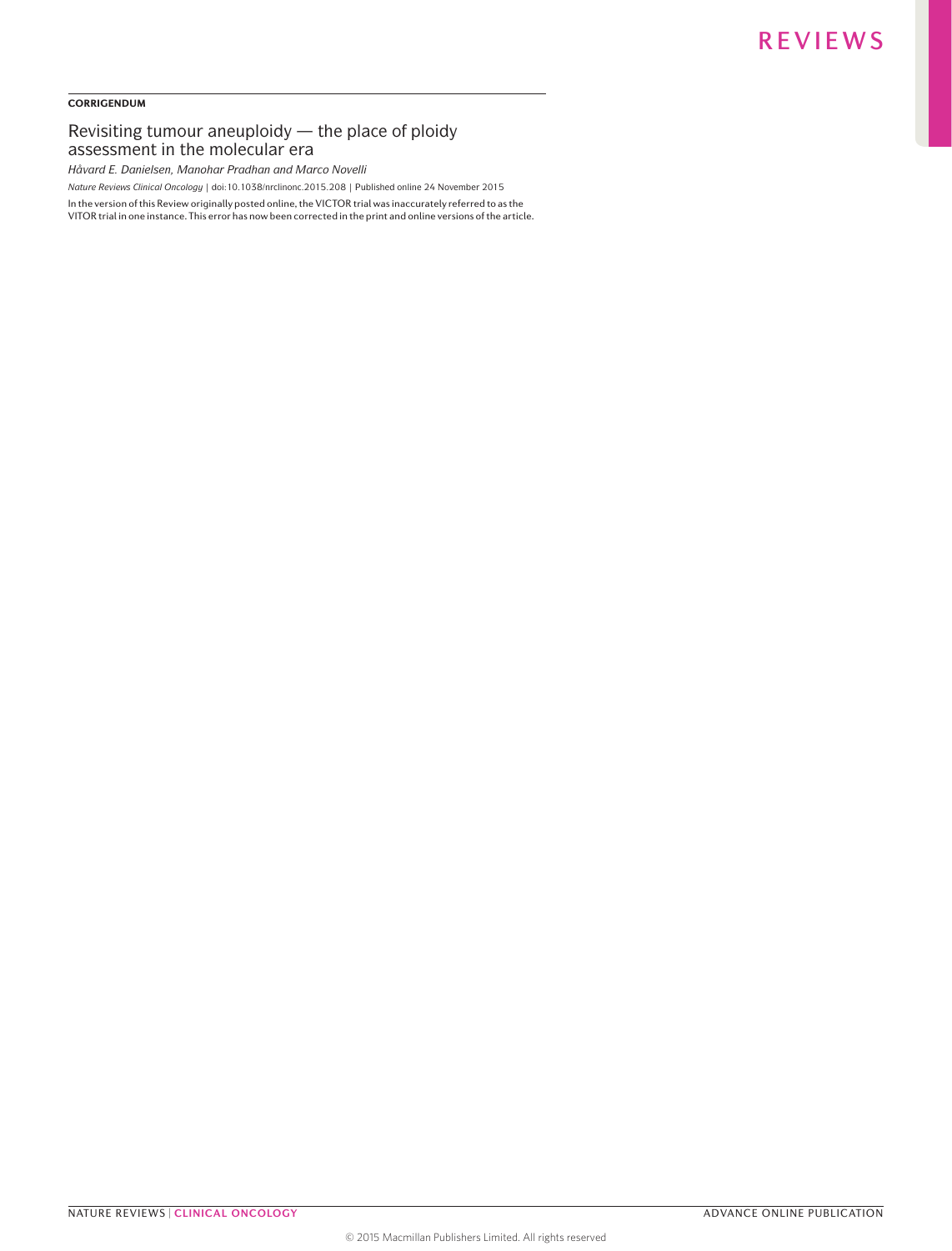**CORRIGENDUM**

## Revisiting tumour aneuploidy — the place of ploidy assessment in the molecular era

*Håvard E. Danielsen, Manohar Pradhan and Marco Novelli*

*Nature Reviews Clinical Oncology* | doi:10.1038/nrclinonc.2015.208 | Published online 24 November 2015

In the version of this Review originally posted online, the VICTOR trial was inaccurately referred to as the VITOR trial in one instance. This error has now been corrected in the print and online versions of the article.